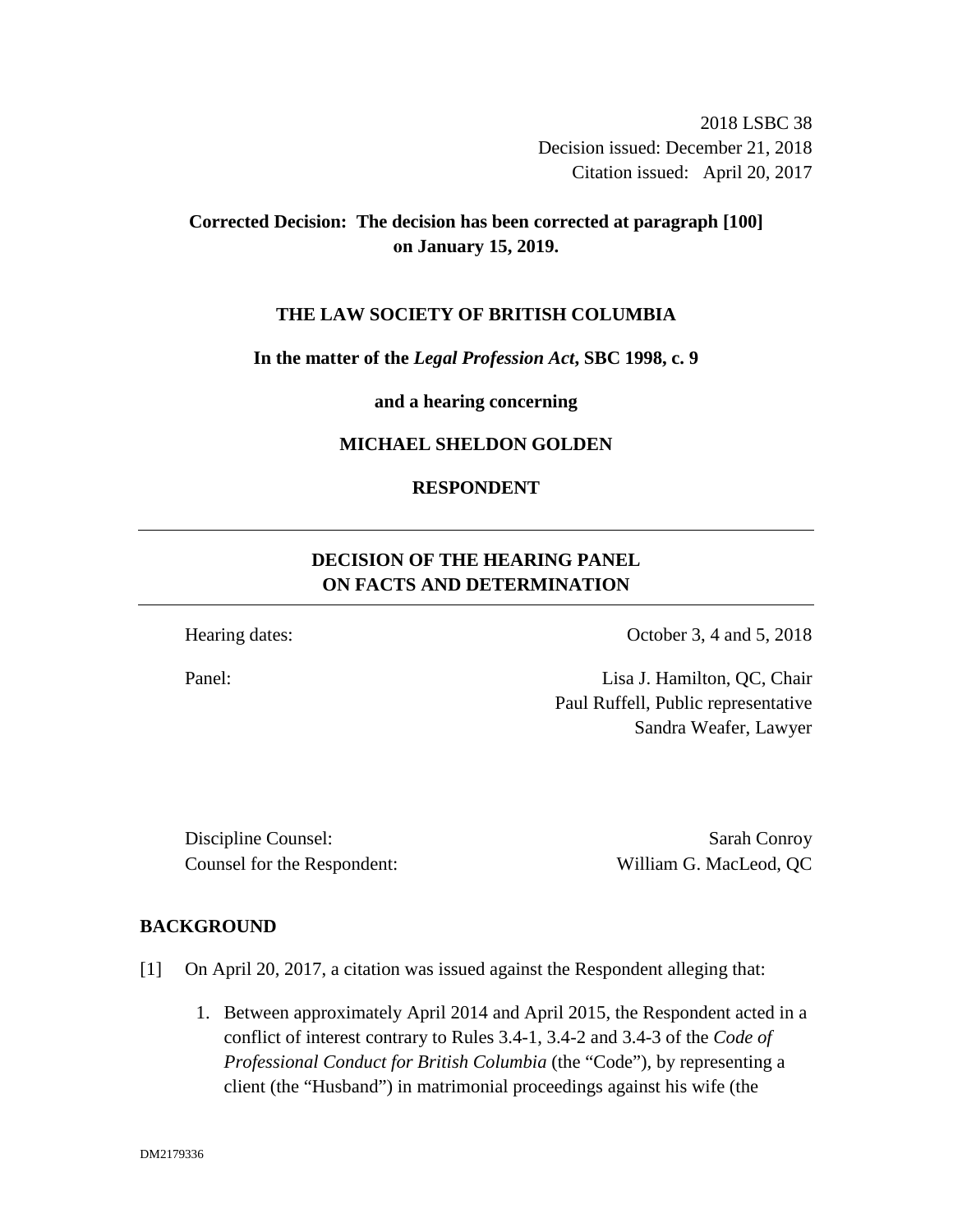2018 LSBC 38
Decision issued: December 21, 2018
Citation issued: April 20, 2017

**Corrected Decision: The decision has been corrected at paragraph [100] on January 15, 2019.**

**THE LAW SOCIETY OF BRITISH COLUMBIA**

**In the matter of the *Legal Profession Act*, SBC 1998, c. 9**

**and a hearing concerning**

**MICHAEL SHELDON GOLDEN**

**RESPONDENT**

---

## DECISION OF THE HEARING PANEL ON FACTS AND DETERMINATION

---

| | |
|---|---|
| Hearing dates: | October 3, 4 and 5, 2018 |
| Panel: | Lisa J. Hamilton, QC, Chair<br>Paul Ruffell, Public representative<br>Sandra Weafer, Lawyer |

| | |
|---|---|
| Discipline Counsel: | Sarah Conroy |
| Counsel for the Respondent: | William G. MacLeod, QC |

## BACKGROUND

[1] On April 20, 2017, a citation was issued against the Respondent alleging that:

1. Between approximately April 2014 and April 2015, the Respondent acted in a conflict of interest contrary to Rules 3.4-1, 3.4-2 and 3.4-3 of the *Code of Professional Conduct for British Columbia* (the "Code"), by representing a client (the "Husband") in matrimonial proceedings against his wife (the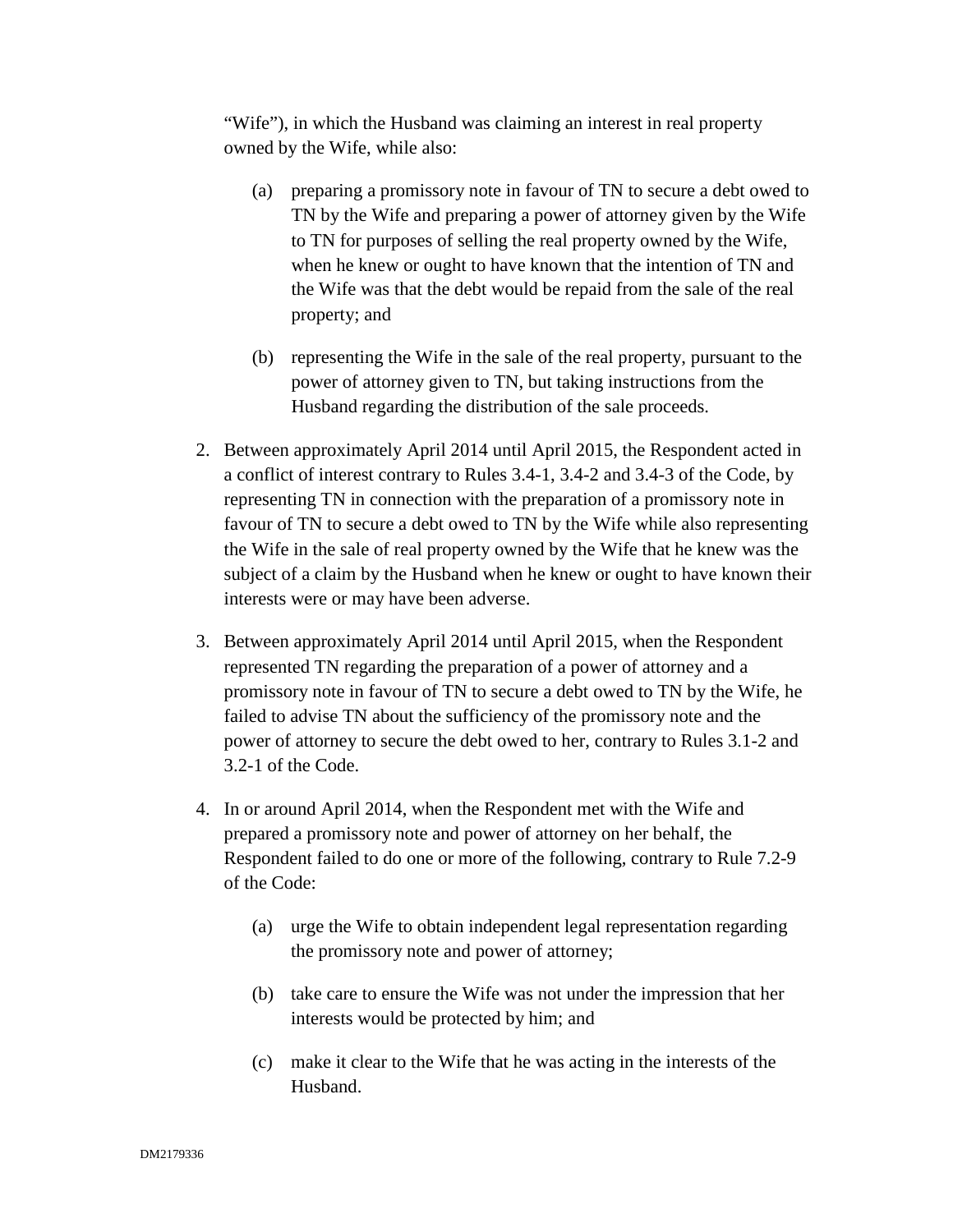"Wife"), in which the Husband was claiming an interest in real property owned by the Wife, while also:

(a) preparing a promissory note in favour of TN to secure a debt owed to TN by the Wife and preparing a power of attorney given by the Wife to TN for purposes of selling the real property owned by the Wife, when he knew or ought to have known that the intention of TN and the Wife was that the debt would be repaid from the sale of the real property; and

(b) representing the Wife in the sale of the real property, pursuant to the power of attorney given to TN, but taking instructions from the Husband regarding the distribution of the sale proceeds.

2. Between approximately April 2014 until April 2015, the Respondent acted in a conflict of interest contrary to Rules 3.4-1, 3.4-2 and 3.4-3 of the Code, by representing TN in connection with the preparation of a promissory note in favour of TN to secure a debt owed to TN by the Wife while also representing the Wife in the sale of real property owned by the Wife that he knew was the subject of a claim by the Husband when he knew or ought to have known their interests were or may have been adverse.

3. Between approximately April 2014 until April 2015, when the Respondent represented TN regarding the preparation of a power of attorney and a promissory note in favour of TN to secure a debt owed to TN by the Wife, he failed to advise TN about the sufficiency of the promissory note and the power of attorney to secure the debt owed to her, contrary to Rules 3.1-2 and 3.2-1 of the Code.

4. In or around April 2014, when the Respondent met with the Wife and prepared a promissory note and power of attorney on her behalf, the Respondent failed to do one or more of the following, contrary to Rule 7.2-9 of the Code:

(a) urge the Wife to obtain independent legal representation regarding the promissory note and power of attorney;

(b) take care to ensure the Wife was not under the impression that her interests would be protected by him; and

(c) make it clear to the Wife that he was acting in the interests of the Husband.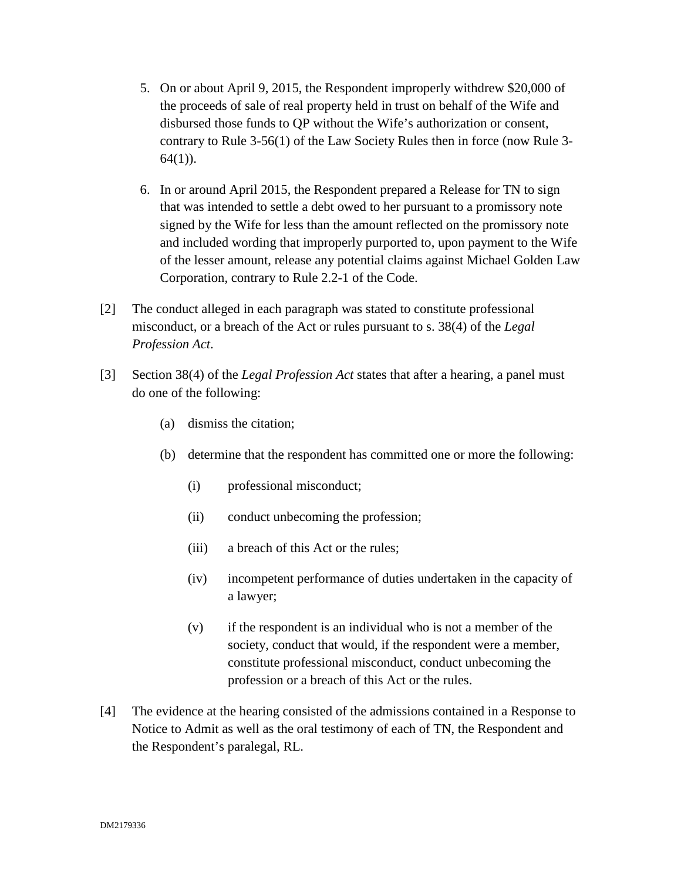5. On or about April 9, 2015, the Respondent improperly withdrew $20,000 of the proceeds of sale of real property held in trust on behalf of the Wife and disbursed those funds to QP without the Wife's authorization or consent, contrary to Rule 3-56(1) of the Law Society Rules then in force (now Rule 3-64(1)).

6. In or around April 2015, the Respondent prepared a Release for TN to sign that was intended to settle a debt owed to her pursuant to a promissory note signed by the Wife for less than the amount reflected on the promissory note and included wording that improperly purported to, upon payment to the Wife of the lesser amount, release any potential claims against Michael Golden Law Corporation, contrary to Rule 2.2-1 of the Code.

[2] The conduct alleged in each paragraph was stated to constitute professional misconduct, or a breach of the Act or rules pursuant to s. 38(4) of the *Legal Profession Act*.

[3] Section 38(4) of the *Legal Profession Act* states that after a hearing, a panel must do one of the following:

(a) dismiss the citation;

(b) determine that the respondent has committed one or more the following:

(i) professional misconduct;

(ii) conduct unbecoming the profession;

(iii) a breach of this Act or the rules;

(iv) incompetent performance of duties undertaken in the capacity of a lawyer;

(v) if the respondent is an individual who is not a member of the society, conduct that would, if the respondent were a member, constitute professional misconduct, conduct unbecoming the profession or a breach of this Act or the rules.

[4] The evidence at the hearing consisted of the admissions contained in a Response to Notice to Admit as well as the oral testimony of each of TN, the Respondent and the Respondent's paralegal, RL.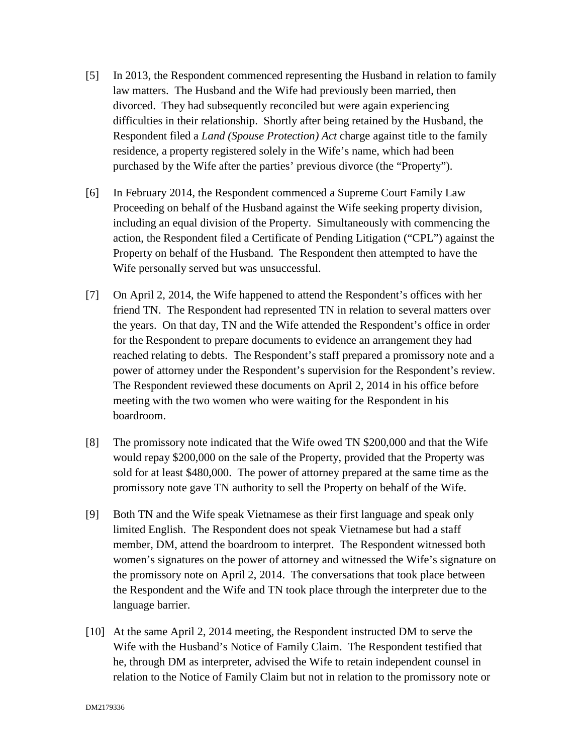[5] In 2013, the Respondent commenced representing the Husband in relation to family law matters. The Husband and the Wife had previously been married, then divorced. They had subsequently reconciled but were again experiencing difficulties in their relationship. Shortly after being retained by the Husband, the Respondent filed a *Land (Spouse Protection) Act* charge against title to the family residence, a property registered solely in the Wife's name, which had been purchased by the Wife after the parties' previous divorce (the "Property").

[6] In February 2014, the Respondent commenced a Supreme Court Family Law Proceeding on behalf of the Husband against the Wife seeking property division, including an equal division of the Property. Simultaneously with commencing the action, the Respondent filed a Certificate of Pending Litigation ("CPL") against the Property on behalf of the Husband. The Respondent then attempted to have the Wife personally served but was unsuccessful.

[7] On April 2, 2014, the Wife happened to attend the Respondent's offices with her friend TN. The Respondent had represented TN in relation to several matters over the years. On that day, TN and the Wife attended the Respondent's office in order for the Respondent to prepare documents to evidence an arrangement they had reached relating to debts. The Respondent's staff prepared a promissory note and a power of attorney under the Respondent's supervision for the Respondent's review. The Respondent reviewed these documents on April 2, 2014 in his office before meeting with the two women who were waiting for the Respondent in his boardroom.

[8] The promissory note indicated that the Wife owed TN $200,000 and that the Wife would repay $200,000 on the sale of the Property, provided that the Property was sold for at least $480,000. The power of attorney prepared at the same time as the promissory note gave TN authority to sell the Property on behalf of the Wife.

[9] Both TN and the Wife speak Vietnamese as their first language and speak only limited English. The Respondent does not speak Vietnamese but had a staff member, DM, attend the boardroom to interpret. The Respondent witnessed both women's signatures on the power of attorney and witnessed the Wife's signature on the promissory note on April 2, 2014. The conversations that took place between the Respondent and the Wife and TN took place through the interpreter due to the language barrier.

[10] At the same April 2, 2014 meeting, the Respondent instructed DM to serve the Wife with the Husband's Notice of Family Claim. The Respondent testified that he, through DM as interpreter, advised the Wife to retain independent counsel in relation to the Notice of Family Claim but not in relation to the promissory note or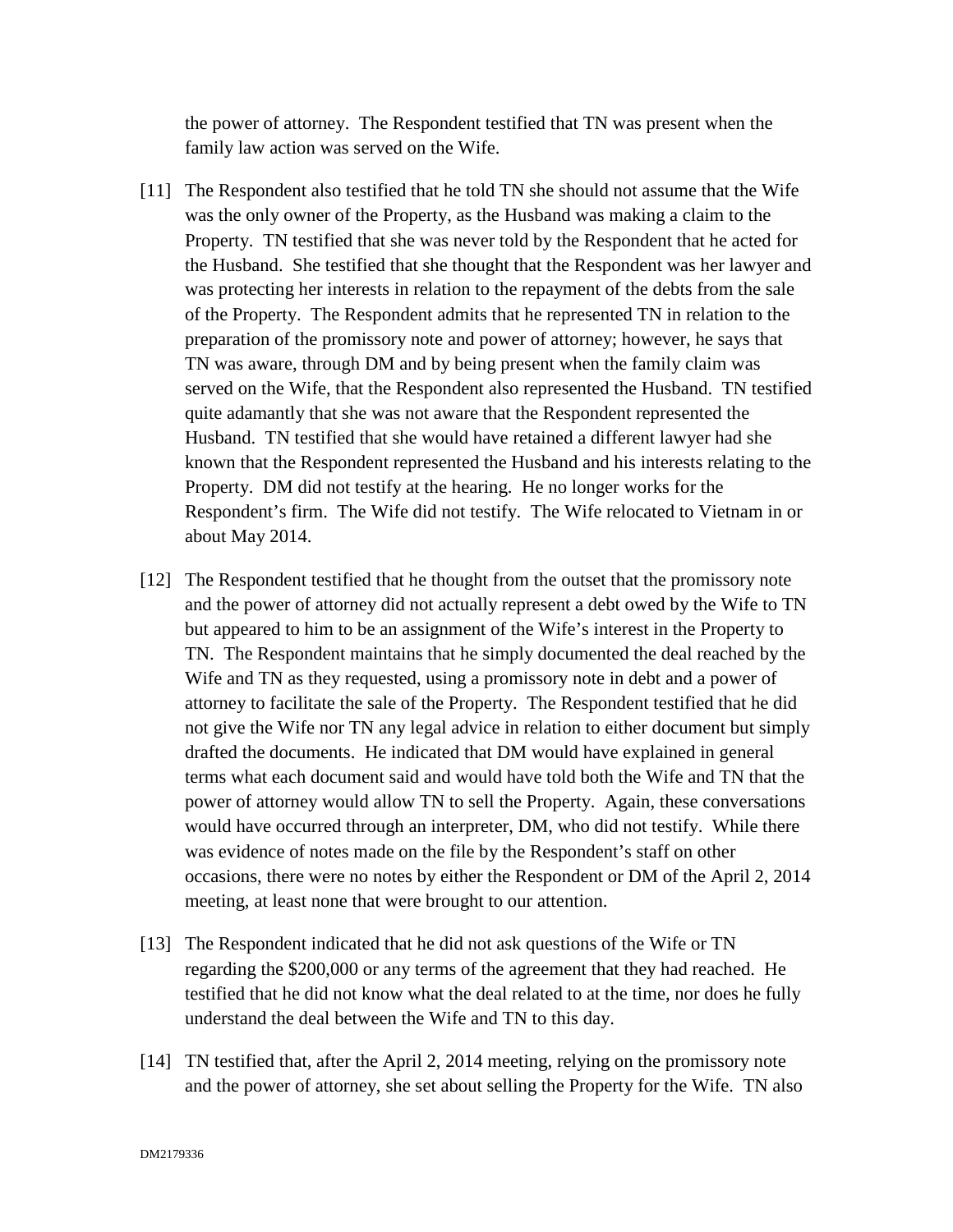the power of attorney. The Respondent testified that TN was present when the family law action was served on the Wife.

[11] The Respondent also testified that he told TN she should not assume that the Wife was the only owner of the Property, as the Husband was making a claim to the Property. TN testified that she was never told by the Respondent that he acted for the Husband. She testified that she thought that the Respondent was her lawyer and was protecting her interests in relation to the repayment of the debts from the sale of the Property. The Respondent admits that he represented TN in relation to the preparation of the promissory note and power of attorney; however, he says that TN was aware, through DM and by being present when the family claim was served on the Wife, that the Respondent also represented the Husband. TN testified quite adamantly that she was not aware that the Respondent represented the Husband. TN testified that she would have retained a different lawyer had she known that the Respondent represented the Husband and his interests relating to the Property. DM did not testify at the hearing. He no longer works for the Respondent's firm. The Wife did not testify. The Wife relocated to Vietnam in or about May 2014.

[12] The Respondent testified that he thought from the outset that the promissory note and the power of attorney did not actually represent a debt owed by the Wife to TN but appeared to him to be an assignment of the Wife's interest in the Property to TN. The Respondent maintains that he simply documented the deal reached by the Wife and TN as they requested, using a promissory note in debt and a power of attorney to facilitate the sale of the Property. The Respondent testified that he did not give the Wife nor TN any legal advice in relation to either document but simply drafted the documents. He indicated that DM would have explained in general terms what each document said and would have told both the Wife and TN that the power of attorney would allow TN to sell the Property. Again, these conversations would have occurred through an interpreter, DM, who did not testify. While there was evidence of notes made on the file by the Respondent's staff on other occasions, there were no notes by either the Respondent or DM of the April 2, 2014 meeting, at least none that were brought to our attention.

[13] The Respondent indicated that he did not ask questions of the Wife or TN regarding the $200,000 or any terms of the agreement that they had reached. He testified that he did not know what the deal related to at the time, nor does he fully understand the deal between the Wife and TN to this day.

[14] TN testified that, after the April 2, 2014 meeting, relying on the promissory note and the power of attorney, she set about selling the Property for the Wife. TN also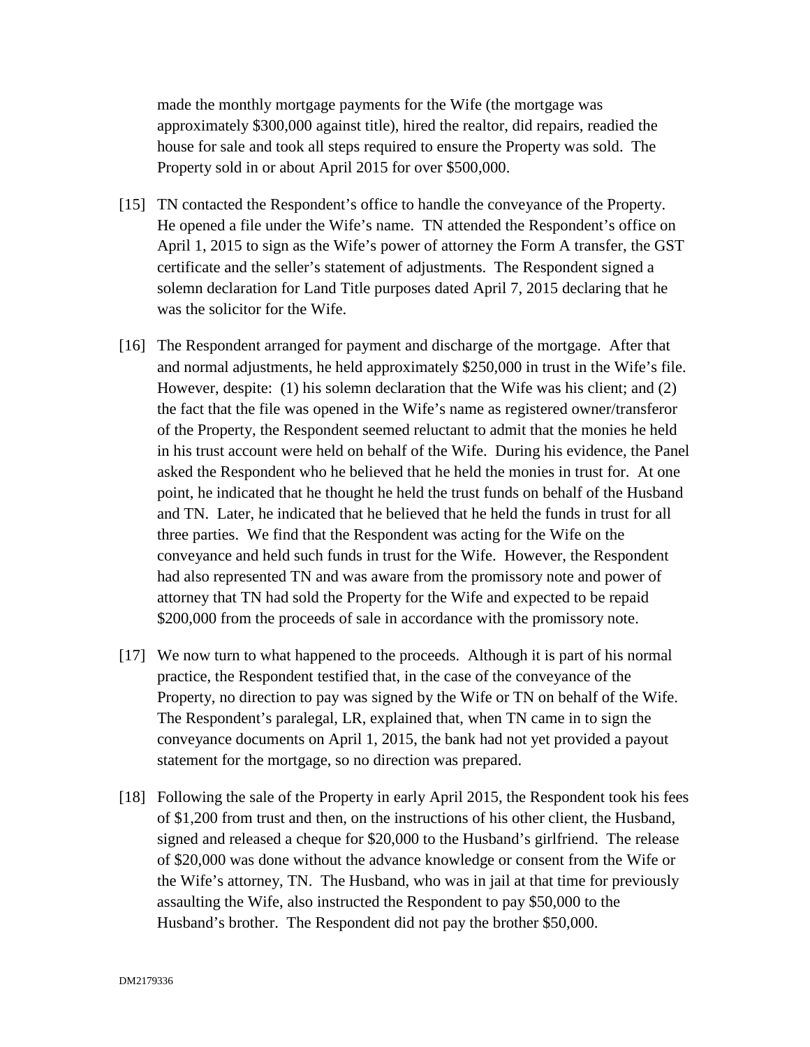made the monthly mortgage payments for the Wife (the mortgage was approximately $300,000 against title), hired the realtor, did repairs, readied the house for sale and took all steps required to ensure the Property was sold. The Property sold in or about April 2015 for over $500,000.

[15] TN contacted the Respondent's office to handle the conveyance of the Property. He opened a file under the Wife's name. TN attended the Respondent's office on April 1, 2015 to sign as the Wife's power of attorney the Form A transfer, the GST certificate and the seller's statement of adjustments. The Respondent signed a solemn declaration for Land Title purposes dated April 7, 2015 declaring that he was the solicitor for the Wife.

[16] The Respondent arranged for payment and discharge of the mortgage. After that and normal adjustments, he held approximately $250,000 in trust in the Wife's file. However, despite: (1) his solemn declaration that the Wife was his client; and (2) the fact that the file was opened in the Wife's name as registered owner/transferor of the Property, the Respondent seemed reluctant to admit that the monies he held in his trust account were held on behalf of the Wife. During his evidence, the Panel asked the Respondent who he believed that he held the monies in trust for. At one point, he indicated that he thought he held the trust funds on behalf of the Husband and TN. Later, he indicated that he believed that he held the funds in trust for all three parties. We find that the Respondent was acting for the Wife on the conveyance and held such funds in trust for the Wife. However, the Respondent had also represented TN and was aware from the promissory note and power of attorney that TN had sold the Property for the Wife and expected to be repaid $200,000 from the proceeds of sale in accordance with the promissory note.

[17] We now turn to what happened to the proceeds. Although it is part of his normal practice, the Respondent testified that, in the case of the conveyance of the Property, no direction to pay was signed by the Wife or TN on behalf of the Wife. The Respondent's paralegal, LR, explained that, when TN came in to sign the conveyance documents on April 1, 2015, the bank had not yet provided a payout statement for the mortgage, so no direction was prepared.

[18] Following the sale of the Property in early April 2015, the Respondent took his fees of $1,200 from trust and then, on the instructions of his other client, the Husband, signed and released a cheque for $20,000 to the Husband's girlfriend. The release of $20,000 was done without the advance knowledge or consent from the Wife or the Wife's attorney, TN. The Husband, who was in jail at that time for previously assaulting the Wife, also instructed the Respondent to pay $50,000 to the Husband's brother. The Respondent did not pay the brother $50,000.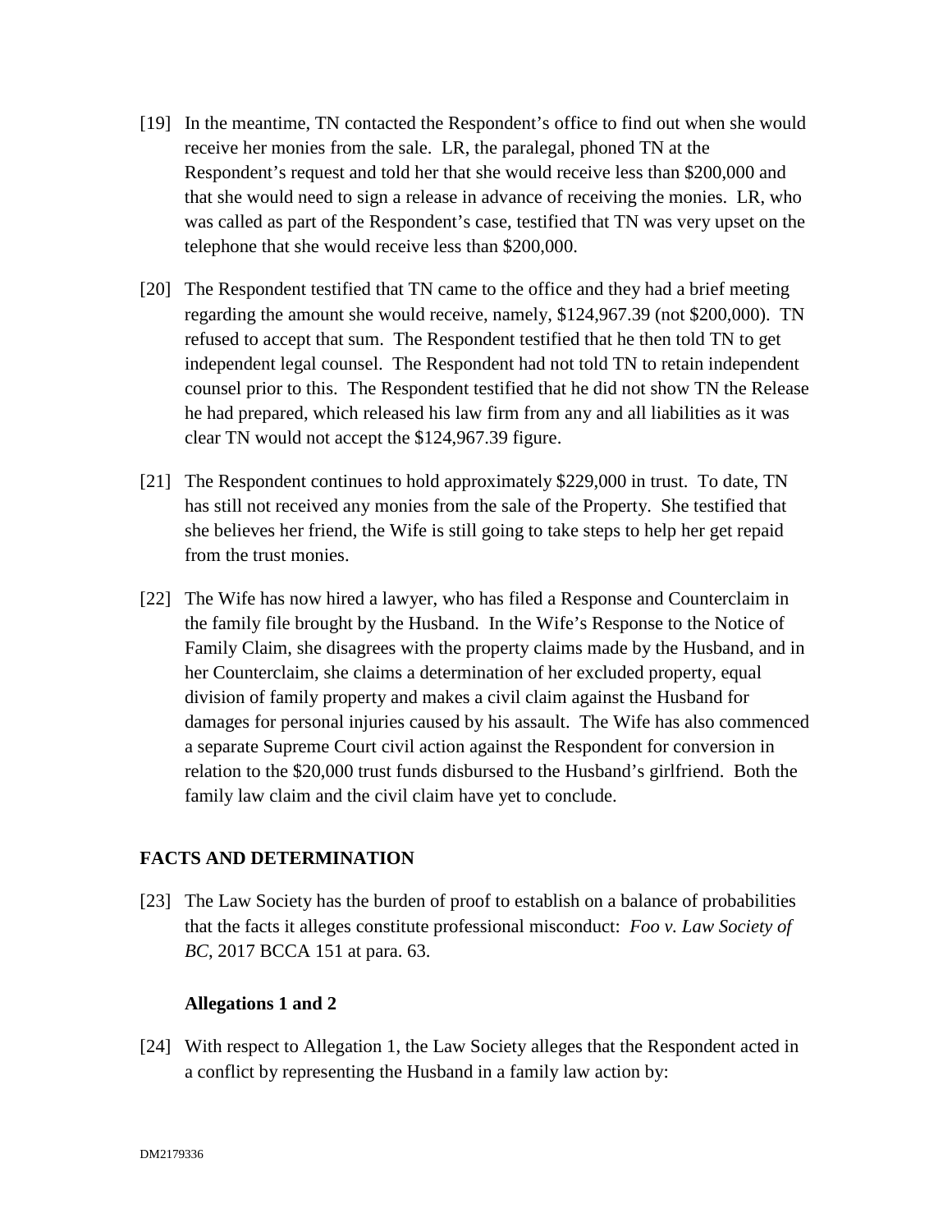[19] In the meantime, TN contacted the Respondent's office to find out when she would receive her monies from the sale. LR, the paralegal, phoned TN at the Respondent's request and told her that she would receive less than $200,000 and that she would need to sign a release in advance of receiving the monies. LR, who was called as part of the Respondent's case, testified that TN was very upset on the telephone that she would receive less than $200,000.

[20] The Respondent testified that TN came to the office and they had a brief meeting regarding the amount she would receive, namely, $124,967.39 (not $200,000). TN refused to accept that sum. The Respondent testified that he then told TN to get independent legal counsel. The Respondent had not told TN to retain independent counsel prior to this. The Respondent testified that he did not show TN the Release he had prepared, which released his law firm from any and all liabilities as it was clear TN would not accept the $124,967.39 figure.

[21] The Respondent continues to hold approximately $229,000 in trust. To date, TN has still not received any monies from the sale of the Property. She testified that she believes her friend, the Wife is still going to take steps to help her get repaid from the trust monies.

[22] The Wife has now hired a lawyer, who has filed a Response and Counterclaim in the family file brought by the Husband. In the Wife's Response to the Notice of Family Claim, she disagrees with the property claims made by the Husband, and in her Counterclaim, she claims a determination of her excluded property, equal division of family property and makes a civil claim against the Husband for damages for personal injuries caused by his assault. The Wife has also commenced a separate Supreme Court civil action against the Respondent for conversion in relation to the $20,000 trust funds disbursed to the Husband's girlfriend. Both the family law claim and the civil claim have yet to conclude.

## FACTS AND DETERMINATION

[23] The Law Society has the burden of proof to establish on a balance of probabilities that the facts it alleges constitute professional misconduct: *Foo v. Law Society of BC*, 2017 BCCA 151 at para. 63.

### Allegations 1 and 2

[24] With respect to Allegation 1, the Law Society alleges that the Respondent acted in a conflict by representing the Husband in a family law action by: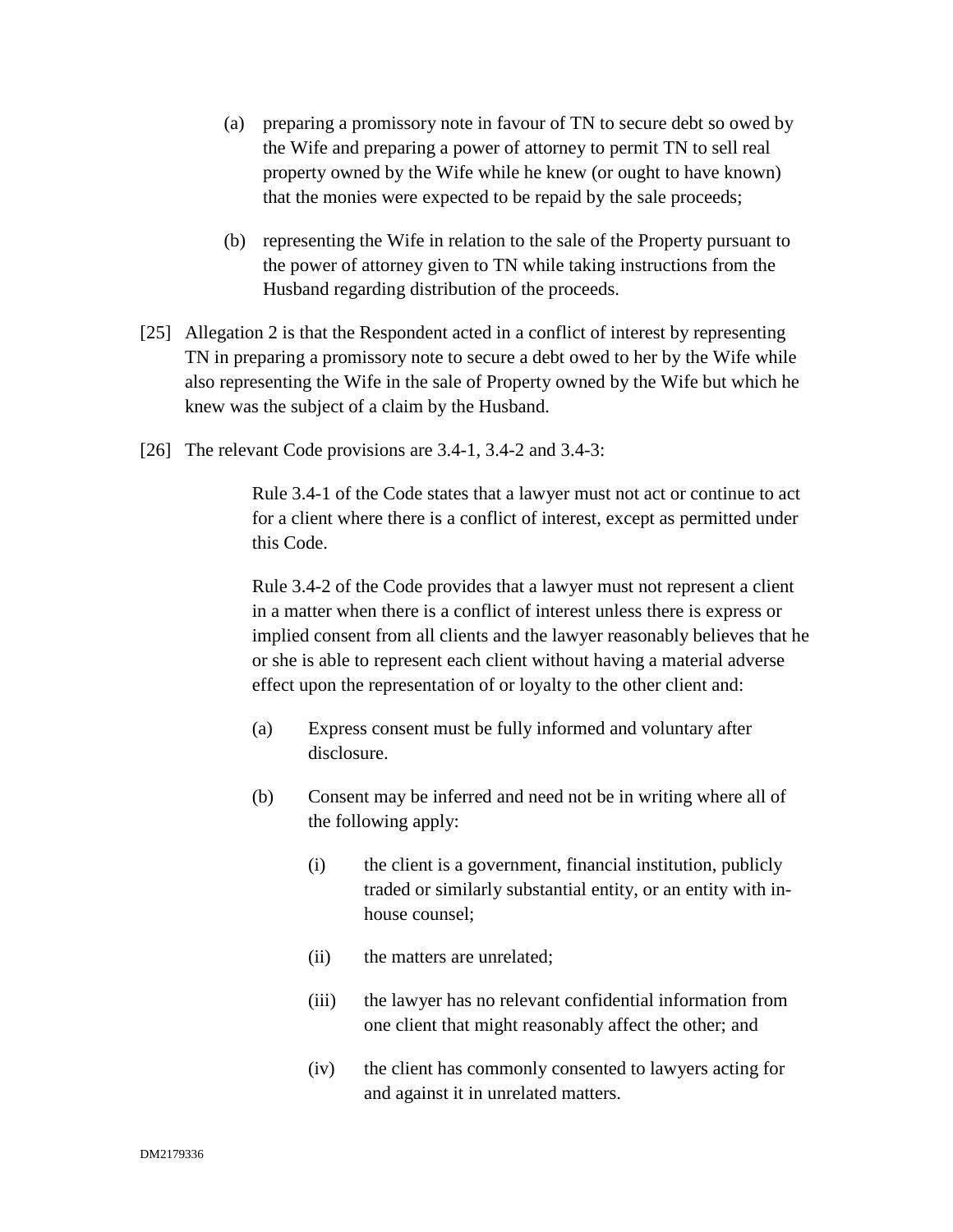(a) preparing a promissory note in favour of TN to secure debt so owed by the Wife and preparing a power of attorney to permit TN to sell real property owned by the Wife while he knew (or ought to have known) that the monies were expected to be repaid by the sale proceeds;

(b) representing the Wife in relation to the sale of the Property pursuant to the power of attorney given to TN while taking instructions from the Husband regarding distribution of the proceeds.

[25] Allegation 2 is that the Respondent acted in a conflict of interest by representing TN in preparing a promissory note to secure a debt owed to her by the Wife while also representing the Wife in the sale of Property owned by the Wife but which he knew was the subject of a claim by the Husband.

[26] The relevant Code provisions are 3.4-1, 3.4-2 and 3.4-3:

> Rule 3.4-1 of the Code states that a lawyer must not act or continue to act for a client where there is a conflict of interest, except as permitted under this Code.
>
> Rule 3.4-2 of the Code provides that a lawyer must not represent a client in a matter when there is a conflict of interest unless there is express or implied consent from all clients and the lawyer reasonably believes that he or she is able to represent each client without having a material adverse effect upon the representation of or loyalty to the other client and:
>
> (a) Express consent must be fully informed and voluntary after disclosure.
>
> (b) Consent may be inferred and need not be in writing where all of the following apply:
>
> (i) the client is a government, financial institution, publicly traded or similarly substantial entity, or an entity with in-house counsel;
>
> (ii) the matters are unrelated;
>
> (iii) the lawyer has no relevant confidential information from one client that might reasonably affect the other; and
>
> (iv) the client has commonly consented to lawyers acting for and against it in unrelated matters.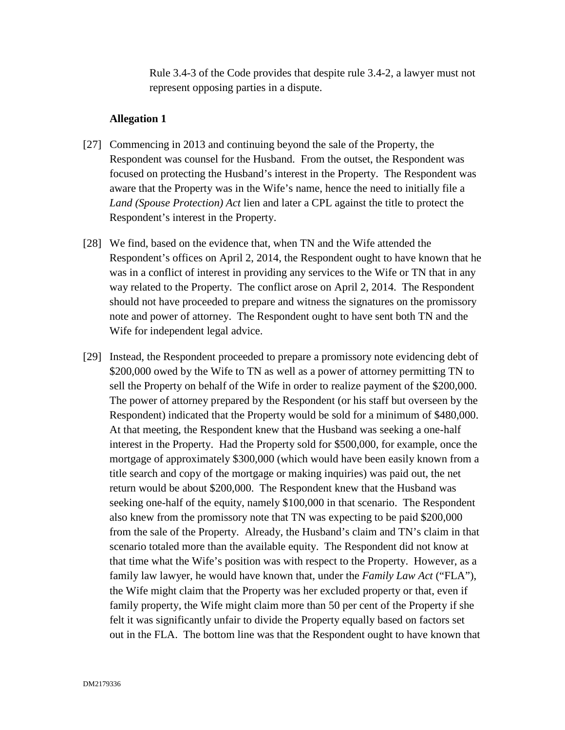Rule 3.4-3 of the Code provides that despite rule 3.4-2, a lawyer must not represent opposing parties in a dispute.

**Allegation 1**

[27] Commencing in 2013 and continuing beyond the sale of the Property, the Respondent was counsel for the Husband. From the outset, the Respondent was focused on protecting the Husband's interest in the Property. The Respondent was aware that the Property was in the Wife's name, hence the need to initially file a *Land (Spouse Protection) Act* lien and later a CPL against the title to protect the Respondent's interest in the Property.

[28] We find, based on the evidence that, when TN and the Wife attended the Respondent's offices on April 2, 2014, the Respondent ought to have known that he was in a conflict of interest in providing any services to the Wife or TN that in any way related to the Property. The conflict arose on April 2, 2014. The Respondent should not have proceeded to prepare and witness the signatures on the promissory note and power of attorney. The Respondent ought to have sent both TN and the Wife for independent legal advice.

[29] Instead, the Respondent proceeded to prepare a promissory note evidencing debt of $200,000 owed by the Wife to TN as well as a power of attorney permitting TN to sell the Property on behalf of the Wife in order to realize payment of the $200,000. The power of attorney prepared by the Respondent (or his staff but overseen by the Respondent) indicated that the Property would be sold for a minimum of $480,000. At that meeting, the Respondent knew that the Husband was seeking a one-half interest in the Property. Had the Property sold for $500,000, for example, once the mortgage of approximately $300,000 (which would have been easily known from a title search and copy of the mortgage or making inquiries) was paid out, the net return would be about $200,000. The Respondent knew that the Husband was seeking one-half of the equity, namely $100,000 in that scenario. The Respondent also knew from the promissory note that TN was expecting to be paid $200,000 from the sale of the Property. Already, the Husband's claim and TN's claim in that scenario totaled more than the available equity. The Respondent did not know at that time what the Wife's position was with respect to the Property. However, as a family law lawyer, he would have known that, under the *Family Law Act* ("FLA"), the Wife might claim that the Property was her excluded property or that, even if family property, the Wife might claim more than 50 per cent of the Property if she felt it was significantly unfair to divide the Property equally based on factors set out in the FLA. The bottom line was that the Respondent ought to have known that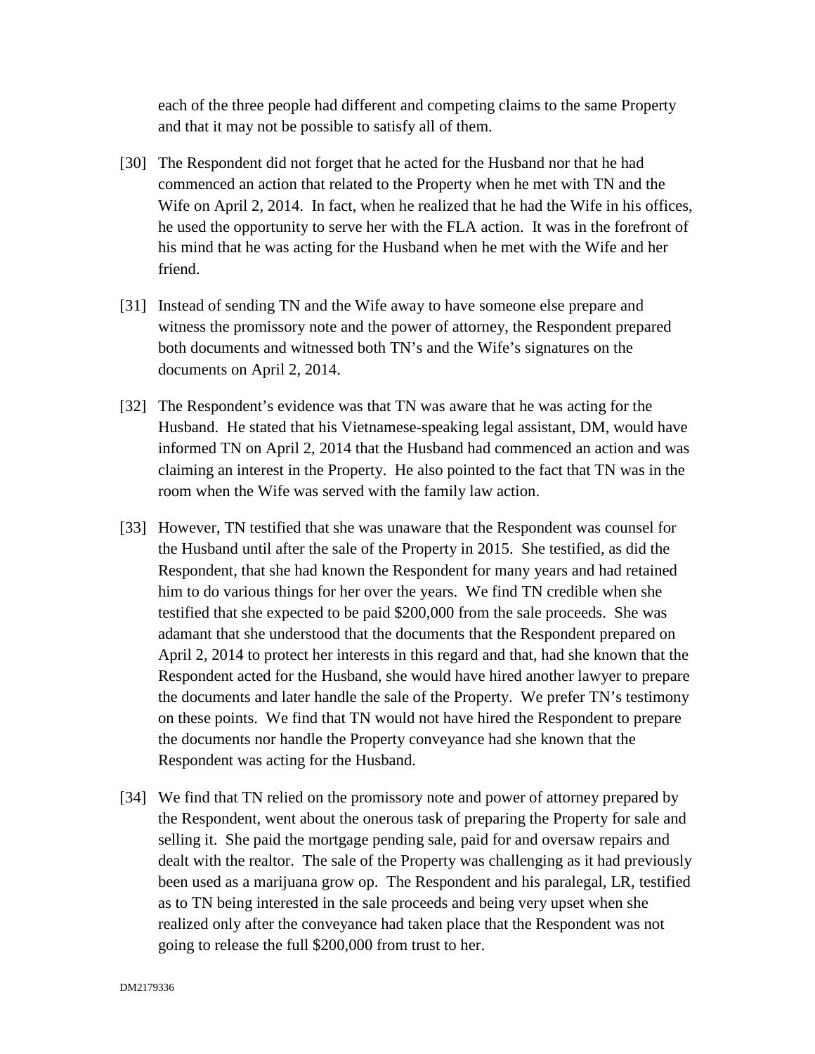each of the three people had different and competing claims to the same Property and that it may not be possible to satisfy all of them.

[30] The Respondent did not forget that he acted for the Husband nor that he had commenced an action that related to the Property when he met with TN and the Wife on April 2, 2014. In fact, when he realized that he had the Wife in his offices, he used the opportunity to serve her with the FLA action. It was in the forefront of his mind that he was acting for the Husband when he met with the Wife and her friend.

[31] Instead of sending TN and the Wife away to have someone else prepare and witness the promissory note and the power of attorney, the Respondent prepared both documents and witnessed both TN's and the Wife's signatures on the documents on April 2, 2014.

[32] The Respondent's evidence was that TN was aware that he was acting for the Husband. He stated that his Vietnamese-speaking legal assistant, DM, would have informed TN on April 2, 2014 that the Husband had commenced an action and was claiming an interest in the Property. He also pointed to the fact that TN was in the room when the Wife was served with the family law action.

[33] However, TN testified that she was unaware that the Respondent was counsel for the Husband until after the sale of the Property in 2015. She testified, as did the Respondent, that she had known the Respondent for many years and had retained him to do various things for her over the years. We find TN credible when she testified that she expected to be paid $200,000 from the sale proceeds. She was adamant that she understood that the documents that the Respondent prepared on April 2, 2014 to protect her interests in this regard and that, had she known that the Respondent acted for the Husband, she would have hired another lawyer to prepare the documents and later handle the sale of the Property. We prefer TN's testimony on these points. We find that TN would not have hired the Respondent to prepare the documents nor handle the Property conveyance had she known that the Respondent was acting for the Husband.

[34] We find that TN relied on the promissory note and power of attorney prepared by the Respondent, went about the onerous task of preparing the Property for sale and selling it. She paid the mortgage pending sale, paid for and oversaw repairs and dealt with the realtor. The sale of the Property was challenging as it had previously been used as a marijuana grow op. The Respondent and his paralegal, LR, testified as to TN being interested in the sale proceeds and being very upset when she realized only after the conveyance had taken place that the Respondent was not going to release the full $200,000 from trust to her.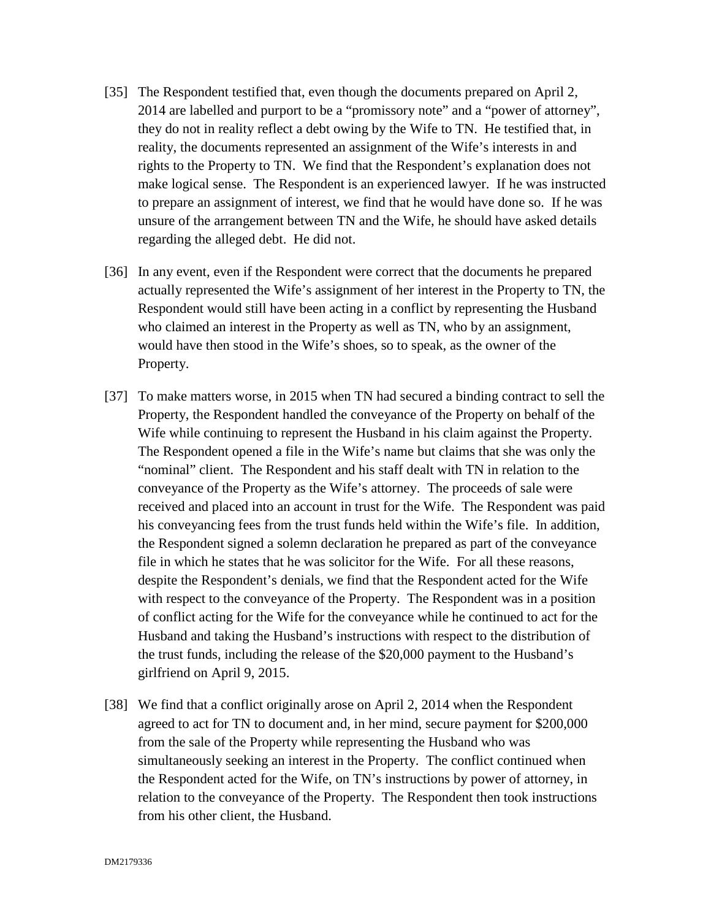[35] The Respondent testified that, even though the documents prepared on April 2, 2014 are labelled and purport to be a "promissory note" and a "power of attorney", they do not in reality reflect a debt owing by the Wife to TN. He testified that, in reality, the documents represented an assignment of the Wife's interests in and rights to the Property to TN. We find that the Respondent's explanation does not make logical sense. The Respondent is an experienced lawyer. If he was instructed to prepare an assignment of interest, we find that he would have done so. If he was unsure of the arrangement between TN and the Wife, he should have asked details regarding the alleged debt. He did not.

[36] In any event, even if the Respondent were correct that the documents he prepared actually represented the Wife's assignment of her interest in the Property to TN, the Respondent would still have been acting in a conflict by representing the Husband who claimed an interest in the Property as well as TN, who by an assignment, would have then stood in the Wife's shoes, so to speak, as the owner of the Property.

[37] To make matters worse, in 2015 when TN had secured a binding contract to sell the Property, the Respondent handled the conveyance of the Property on behalf of the Wife while continuing to represent the Husband in his claim against the Property. The Respondent opened a file in the Wife's name but claims that she was only the "nominal" client. The Respondent and his staff dealt with TN in relation to the conveyance of the Property as the Wife's attorney. The proceeds of sale were received and placed into an account in trust for the Wife. The Respondent was paid his conveyancing fees from the trust funds held within the Wife's file. In addition, the Respondent signed a solemn declaration he prepared as part of the conveyance file in which he states that he was solicitor for the Wife. For all these reasons, despite the Respondent's denials, we find that the Respondent acted for the Wife with respect to the conveyance of the Property. The Respondent was in a position of conflict acting for the Wife for the conveyance while he continued to act for the Husband and taking the Husband's instructions with respect to the distribution of the trust funds, including the release of the $20,000 payment to the Husband's girlfriend on April 9, 2015.

[38] We find that a conflict originally arose on April 2, 2014 when the Respondent agreed to act for TN to document and, in her mind, secure payment for $200,000 from the sale of the Property while representing the Husband who was simultaneously seeking an interest in the Property. The conflict continued when the Respondent acted for the Wife, on TN's instructions by power of attorney, in relation to the conveyance of the Property. The Respondent then took instructions from his other client, the Husband.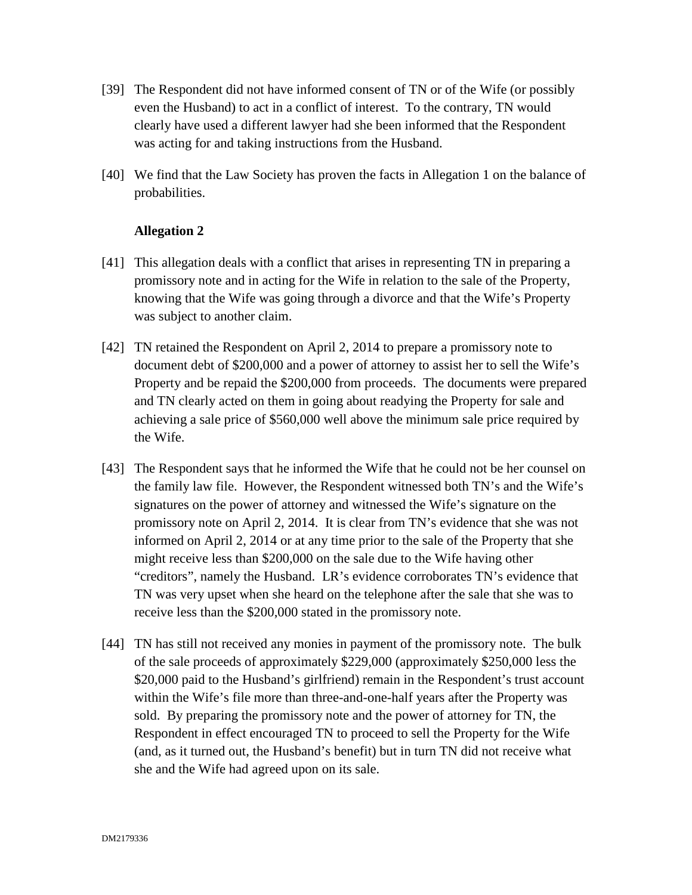[39] The Respondent did not have informed consent of TN or of the Wife (or possibly even the Husband) to act in a conflict of interest. To the contrary, TN would clearly have used a different lawyer had she been informed that the Respondent was acting for and taking instructions from the Husband.

[40] We find that the Law Society has proven the facts in Allegation 1 on the balance of probabilities.

**Allegation 2**

[41] This allegation deals with a conflict that arises in representing TN in preparing a promissory note and in acting for the Wife in relation to the sale of the Property, knowing that the Wife was going through a divorce and that the Wife's Property was subject to another claim.

[42] TN retained the Respondent on April 2, 2014 to prepare a promissory note to document debt of $200,000 and a power of attorney to assist her to sell the Wife's Property and be repaid the $200,000 from proceeds. The documents were prepared and TN clearly acted on them in going about readying the Property for sale and achieving a sale price of $560,000 well above the minimum sale price required by the Wife.

[43] The Respondent says that he informed the Wife that he could not be her counsel on the family law file. However, the Respondent witnessed both TN's and the Wife's signatures on the power of attorney and witnessed the Wife's signature on the promissory note on April 2, 2014. It is clear from TN's evidence that she was not informed on April 2, 2014 or at any time prior to the sale of the Property that she might receive less than $200,000 on the sale due to the Wife having other "creditors", namely the Husband. LR's evidence corroborates TN's evidence that TN was very upset when she heard on the telephone after the sale that she was to receive less than the $200,000 stated in the promissory note.

[44] TN has still not received any monies in payment of the promissory note. The bulk of the sale proceeds of approximately $229,000 (approximately $250,000 less the $20,000 paid to the Husband's girlfriend) remain in the Respondent's trust account within the Wife's file more than three-and-one-half years after the Property was sold. By preparing the promissory note and the power of attorney for TN, the Respondent in effect encouraged TN to proceed to sell the Property for the Wife (and, as it turned out, the Husband's benefit) but in turn TN did not receive what she and the Wife had agreed upon on its sale.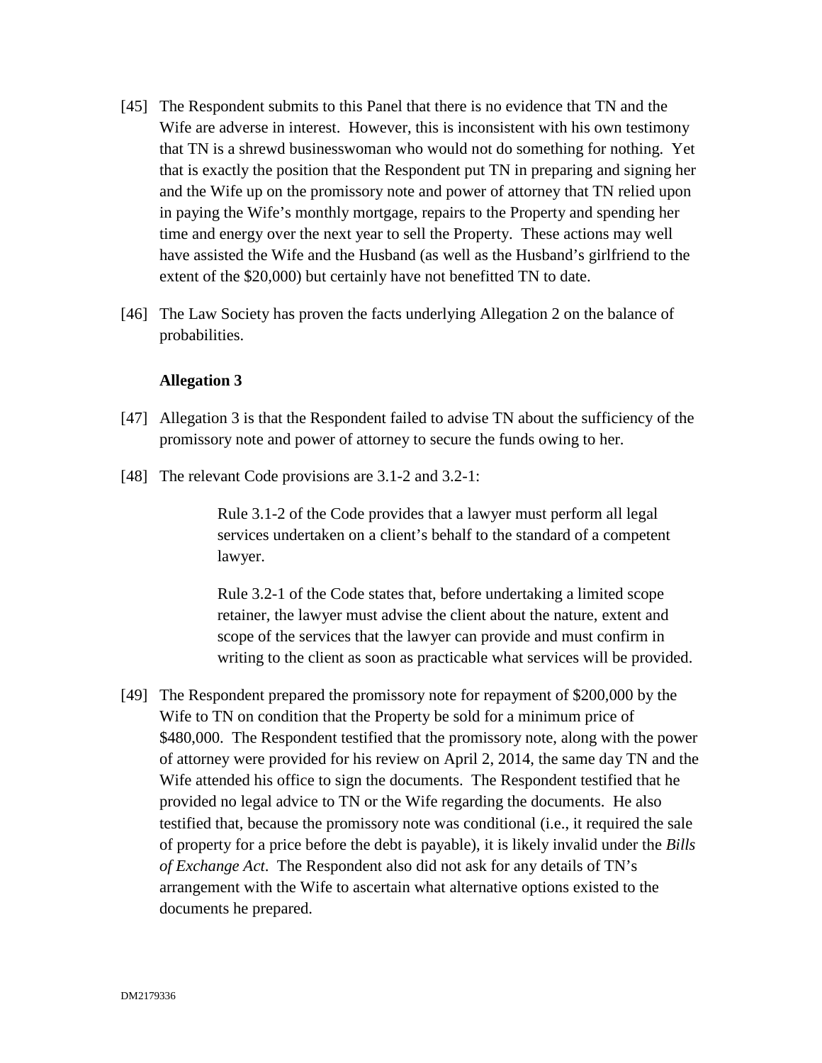[45] The Respondent submits to this Panel that there is no evidence that TN and the Wife are adverse in interest. However, this is inconsistent with his own testimony that TN is a shrewd businesswoman who would not do something for nothing. Yet that is exactly the position that the Respondent put TN in preparing and signing her and the Wife up on the promissory note and power of attorney that TN relied upon in paying the Wife's monthly mortgage, repairs to the Property and spending her time and energy over the next year to sell the Property. These actions may well have assisted the Wife and the Husband (as well as the Husband's girlfriend to the extent of the $20,000) but certainly have not benefitted TN to date.

[46] The Law Society has proven the facts underlying Allegation 2 on the balance of probabilities.

**Allegation 3**

[47] Allegation 3 is that the Respondent failed to advise TN about the sufficiency of the promissory note and power of attorney to secure the funds owing to her.

[48] The relevant Code provisions are 3.1-2 and 3.2-1:

> Rule 3.1-2 of the Code provides that a lawyer must perform all legal services undertaken on a client's behalf to the standard of a competent lawyer.
>
> Rule 3.2-1 of the Code states that, before undertaking a limited scope retainer, the lawyer must advise the client about the nature, extent and scope of the services that the lawyer can provide and must confirm in writing to the client as soon as practicable what services will be provided.

[49] The Respondent prepared the promissory note for repayment of $200,000 by the Wife to TN on condition that the Property be sold for a minimum price of $480,000. The Respondent testified that the promissory note, along with the power of attorney were provided for his review on April 2, 2014, the same day TN and the Wife attended his office to sign the documents. The Respondent testified that he provided no legal advice to TN or the Wife regarding the documents. He also testified that, because the promissory note was conditional (i.e., it required the sale of property for a price before the debt is payable), it is likely invalid under the *Bills of Exchange Act*. The Respondent also did not ask for any details of TN's arrangement with the Wife to ascertain what alternative options existed to the documents he prepared.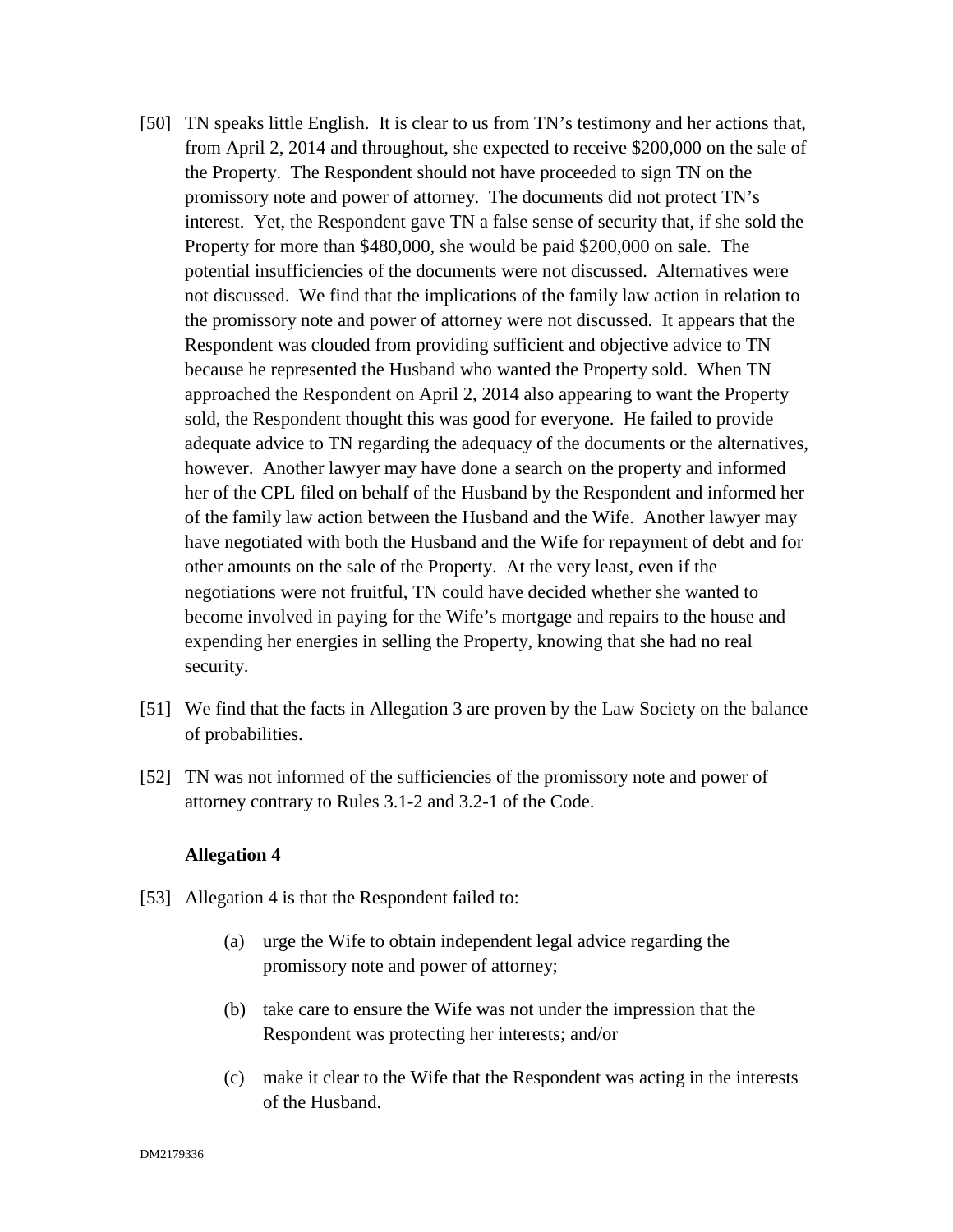[50] TN speaks little English. It is clear to us from TN's testimony and her actions that, from April 2, 2014 and throughout, she expected to receive $200,000 on the sale of the Property. The Respondent should not have proceeded to sign TN on the promissory note and power of attorney. The documents did not protect TN's interest. Yet, the Respondent gave TN a false sense of security that, if she sold the Property for more than $480,000, she would be paid $200,000 on sale. The potential insufficiencies of the documents were not discussed. Alternatives were not discussed. We find that the implications of the family law action in relation to the promissory note and power of attorney were not discussed. It appears that the Respondent was clouded from providing sufficient and objective advice to TN because he represented the Husband who wanted the Property sold. When TN approached the Respondent on April 2, 2014 also appearing to want the Property sold, the Respondent thought this was good for everyone. He failed to provide adequate advice to TN regarding the adequacy of the documents or the alternatives, however. Another lawyer may have done a search on the property and informed her of the CPL filed on behalf of the Husband by the Respondent and informed her of the family law action between the Husband and the Wife. Another lawyer may have negotiated with both the Husband and the Wife for repayment of debt and for other amounts on the sale of the Property. At the very least, even if the negotiations were not fruitful, TN could have decided whether she wanted to become involved in paying for the Wife's mortgage and repairs to the house and expending her energies in selling the Property, knowing that she had no real security.

[51] We find that the facts in Allegation 3 are proven by the Law Society on the balance of probabilities.

[52] TN was not informed of the sufficiencies of the promissory note and power of attorney contrary to Rules 3.1-2 and 3.2-1 of the Code.

**Allegation 4**

[53] Allegation 4 is that the Respondent failed to:

(a) urge the Wife to obtain independent legal advice regarding the promissory note and power of attorney;

(b) take care to ensure the Wife was not under the impression that the Respondent was protecting her interests; and/or

(c) make it clear to the Wife that the Respondent was acting in the interests of the Husband.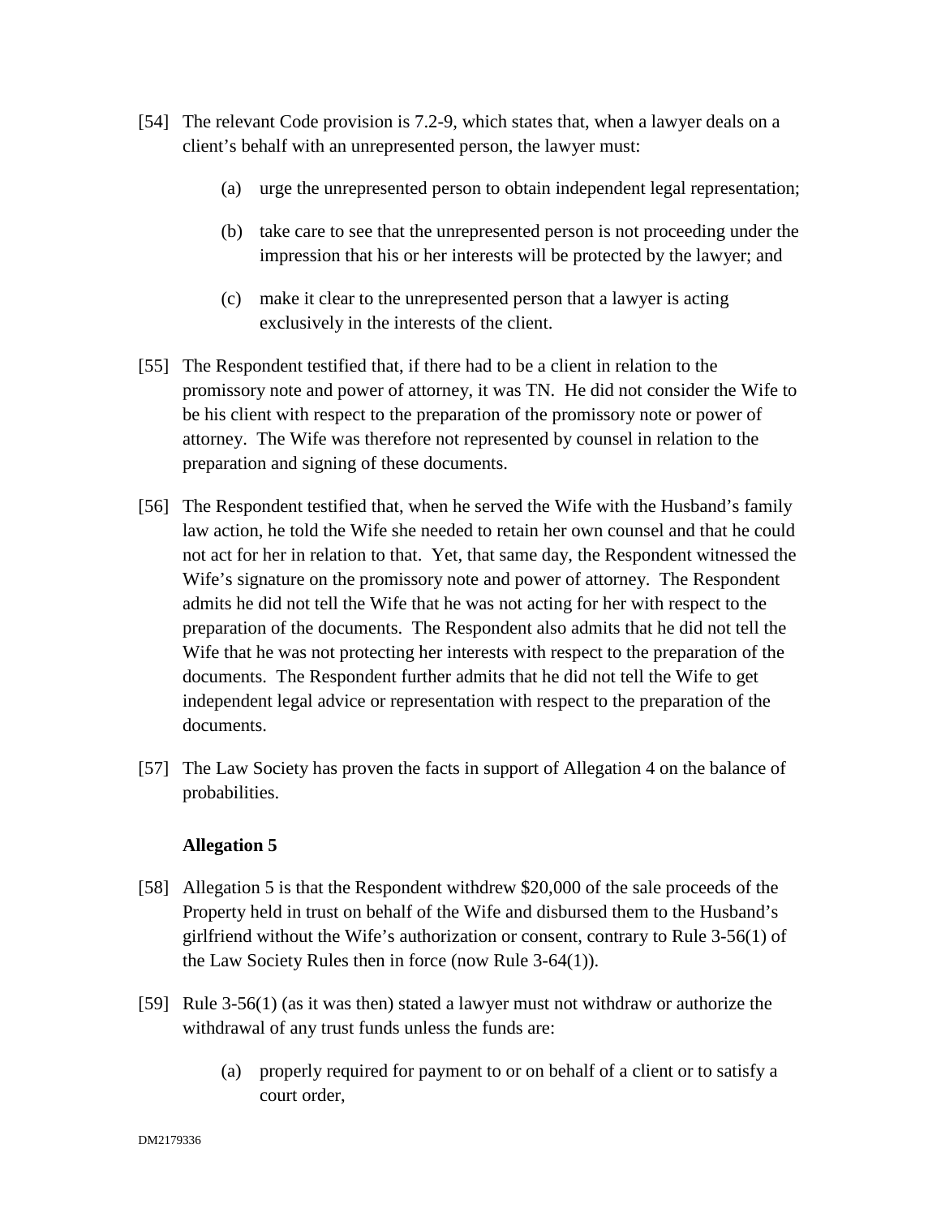[54] The relevant Code provision is 7.2-9, which states that, when a lawyer deals on a client's behalf with an unrepresented person, the lawyer must:

(a) urge the unrepresented person to obtain independent legal representation;

(b) take care to see that the unrepresented person is not proceeding under the impression that his or her interests will be protected by the lawyer; and

(c) make it clear to the unrepresented person that a lawyer is acting exclusively in the interests of the client.

[55] The Respondent testified that, if there had to be a client in relation to the promissory note and power of attorney, it was TN. He did not consider the Wife to be his client with respect to the preparation of the promissory note or power of attorney. The Wife was therefore not represented by counsel in relation to the preparation and signing of these documents.

[56] The Respondent testified that, when he served the Wife with the Husband's family law action, he told the Wife she needed to retain her own counsel and that he could not act for her in relation to that. Yet, that same day, the Respondent witnessed the Wife's signature on the promissory note and power of attorney. The Respondent admits he did not tell the Wife that he was not acting for her with respect to the preparation of the documents. The Respondent also admits that he did not tell the Wife that he was not protecting her interests with respect to the preparation of the documents. The Respondent further admits that he did not tell the Wife to get independent legal advice or representation with respect to the preparation of the documents.

[57] The Law Society has proven the facts in support of Allegation 4 on the balance of probabilities.

**Allegation 5**

[58] Allegation 5 is that the Respondent withdrew $20,000 of the sale proceeds of the Property held in trust on behalf of the Wife and disbursed them to the Husband's girlfriend without the Wife's authorization or consent, contrary to Rule 3-56(1) of the Law Society Rules then in force (now Rule 3-64(1)).

[59] Rule 3-56(1) (as it was then) stated a lawyer must not withdraw or authorize the withdrawal of any trust funds unless the funds are:

(a) properly required for payment to or on behalf of a client or to satisfy a court order,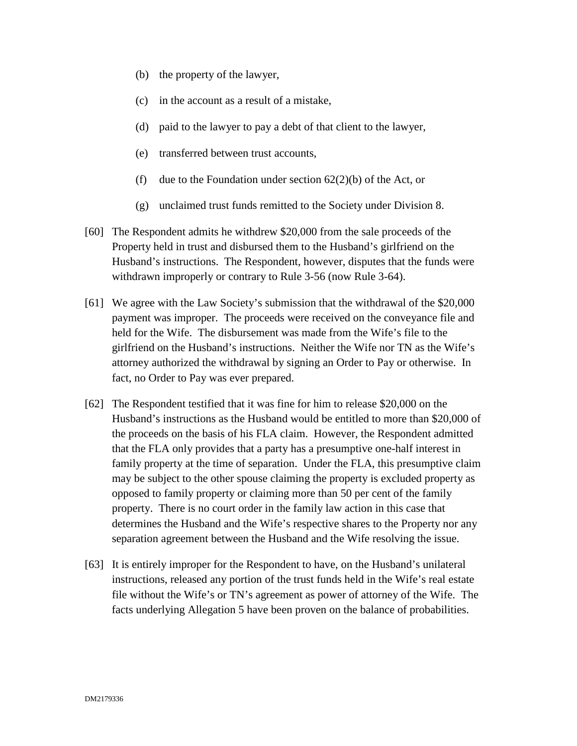(b) the property of the lawyer,

(c) in the account as a result of a mistake,

(d) paid to the lawyer to pay a debt of that client to the lawyer,

(e) transferred between trust accounts,

(f) due to the Foundation under section 62(2)(b) of the Act, or

(g) unclaimed trust funds remitted to the Society under Division 8.

[60] The Respondent admits he withdrew $20,000 from the sale proceeds of the Property held in trust and disbursed them to the Husband's girlfriend on the Husband's instructions. The Respondent, however, disputes that the funds were withdrawn improperly or contrary to Rule 3-56 (now Rule 3-64).

[61] We agree with the Law Society's submission that the withdrawal of the $20,000 payment was improper. The proceeds were received on the conveyance file and held for the Wife. The disbursement was made from the Wife's file to the girlfriend on the Husband's instructions. Neither the Wife nor TN as the Wife's attorney authorized the withdrawal by signing an Order to Pay or otherwise. In fact, no Order to Pay was ever prepared.

[62] The Respondent testified that it was fine for him to release $20,000 on the Husband's instructions as the Husband would be entitled to more than $20,000 of the proceeds on the basis of his FLA claim. However, the Respondent admitted that the FLA only provides that a party has a presumptive one-half interest in family property at the time of separation. Under the FLA, this presumptive claim may be subject to the other spouse claiming the property is excluded property as opposed to family property or claiming more than 50 per cent of the family property. There is no court order in the family law action in this case that determines the Husband and the Wife's respective shares to the Property nor any separation agreement between the Husband and the Wife resolving the issue.

[63] It is entirely improper for the Respondent to have, on the Husband's unilateral instructions, released any portion of the trust funds held in the Wife's real estate file without the Wife's or TN's agreement as power of attorney of the Wife. The facts underlying Allegation 5 have been proven on the balance of probabilities.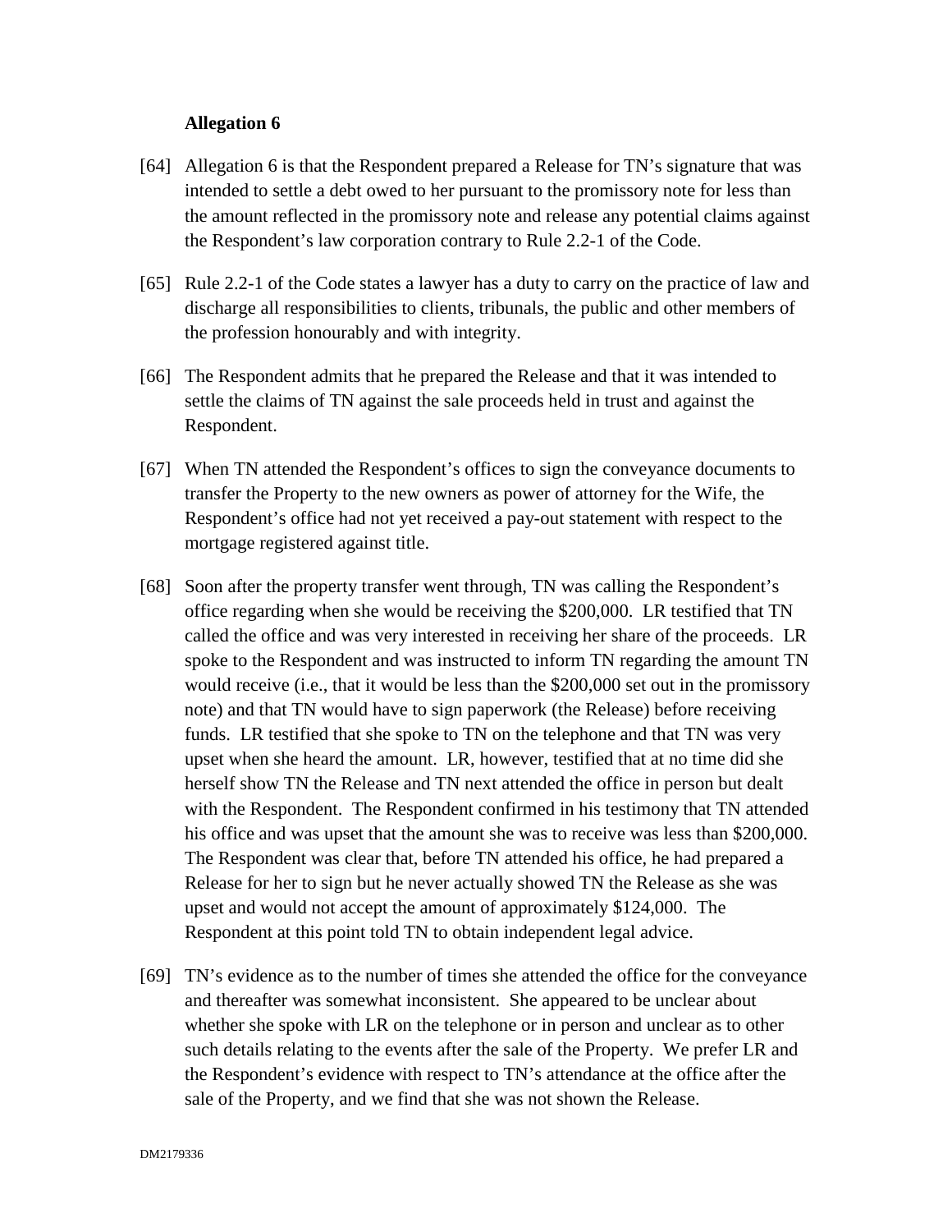**Allegation 6**

[64] Allegation 6 is that the Respondent prepared a Release for TN's signature that was intended to settle a debt owed to her pursuant to the promissory note for less than the amount reflected in the promissory note and release any potential claims against the Respondent's law corporation contrary to Rule 2.2-1 of the Code.

[65] Rule 2.2-1 of the Code states a lawyer has a duty to carry on the practice of law and discharge all responsibilities to clients, tribunals, the public and other members of the profession honourably and with integrity.

[66] The Respondent admits that he prepared the Release and that it was intended to settle the claims of TN against the sale proceeds held in trust and against the Respondent.

[67] When TN attended the Respondent's offices to sign the conveyance documents to transfer the Property to the new owners as power of attorney for the Wife, the Respondent's office had not yet received a pay-out statement with respect to the mortgage registered against title.

[68] Soon after the property transfer went through, TN was calling the Respondent's office regarding when she would be receiving the $200,000. LR testified that TN called the office and was very interested in receiving her share of the proceeds. LR spoke to the Respondent and was instructed to inform TN regarding the amount TN would receive (i.e., that it would be less than the $200,000 set out in the promissory note) and that TN would have to sign paperwork (the Release) before receiving funds. LR testified that she spoke to TN on the telephone and that TN was very upset when she heard the amount. LR, however, testified that at no time did she herself show TN the Release and TN next attended the office in person but dealt with the Respondent. The Respondent confirmed in his testimony that TN attended his office and was upset that the amount she was to receive was less than $200,000. The Respondent was clear that, before TN attended his office, he had prepared a Release for her to sign but he never actually showed TN the Release as she was upset and would not accept the amount of approximately $124,000. The Respondent at this point told TN to obtain independent legal advice.

[69] TN's evidence as to the number of times she attended the office for the conveyance and thereafter was somewhat inconsistent. She appeared to be unclear about whether she spoke with LR on the telephone or in person and unclear as to other such details relating to the events after the sale of the Property. We prefer LR and the Respondent's evidence with respect to TN's attendance at the office after the sale of the Property, and we find that she was not shown the Release.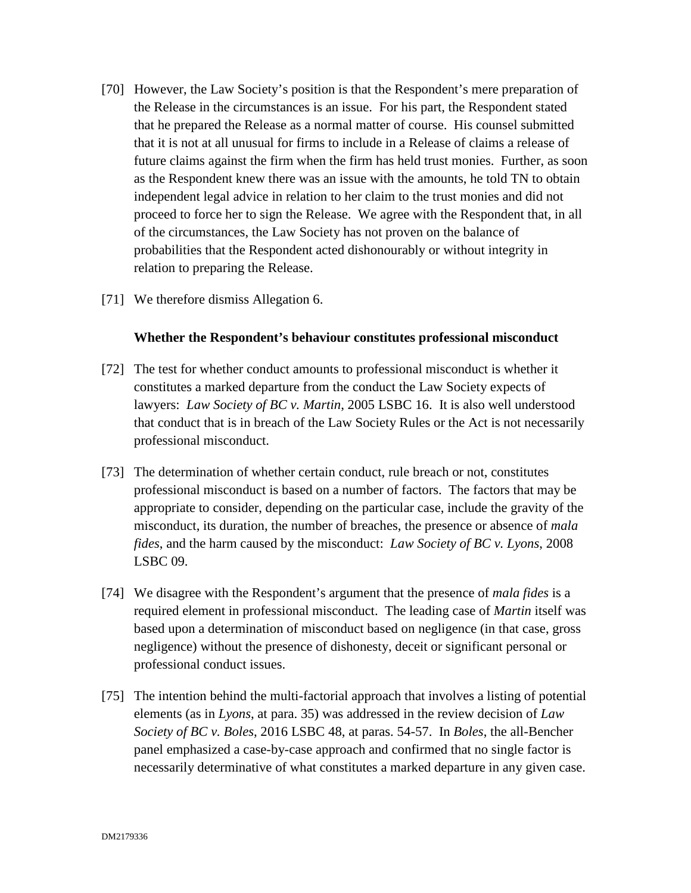[70] However, the Law Society's position is that the Respondent's mere preparation of the Release in the circumstances is an issue. For his part, the Respondent stated that he prepared the Release as a normal matter of course. His counsel submitted that it is not at all unusual for firms to include in a Release of claims a release of future claims against the firm when the firm has held trust monies. Further, as soon as the Respondent knew there was an issue with the amounts, he told TN to obtain independent legal advice in relation to her claim to the trust monies and did not proceed to force her to sign the Release. We agree with the Respondent that, in all of the circumstances, the Law Society has not proven on the balance of probabilities that the Respondent acted dishonourably or without integrity in relation to preparing the Release.

[71] We therefore dismiss Allegation 6.

**Whether the Respondent's behaviour constitutes professional misconduct**

[72] The test for whether conduct amounts to professional misconduct is whether it constitutes a marked departure from the conduct the Law Society expects of lawyers: *Law Society of BC v. Martin*, 2005 LSBC 16. It is also well understood that conduct that is in breach of the Law Society Rules or the Act is not necessarily professional misconduct.

[73] The determination of whether certain conduct, rule breach or not, constitutes professional misconduct is based on a number of factors. The factors that may be appropriate to consider, depending on the particular case, include the gravity of the misconduct, its duration, the number of breaches, the presence or absence of *mala fides*, and the harm caused by the misconduct: *Law Society of BC v. Lyons*, 2008 LSBC 09.

[74] We disagree with the Respondent's argument that the presence of *mala fides* is a required element in professional misconduct. The leading case of *Martin* itself was based upon a determination of misconduct based on negligence (in that case, gross negligence) without the presence of dishonesty, deceit or significant personal or professional conduct issues.

[75] The intention behind the multi-factorial approach that involves a listing of potential elements (as in *Lyons*, at para. 35) was addressed in the review decision of *Law Society of BC v. Boles*, 2016 LSBC 48, at paras. 54-57. In *Boles*, the all-Bencher panel emphasized a case-by-case approach and confirmed that no single factor is necessarily determinative of what constitutes a marked departure in any given case.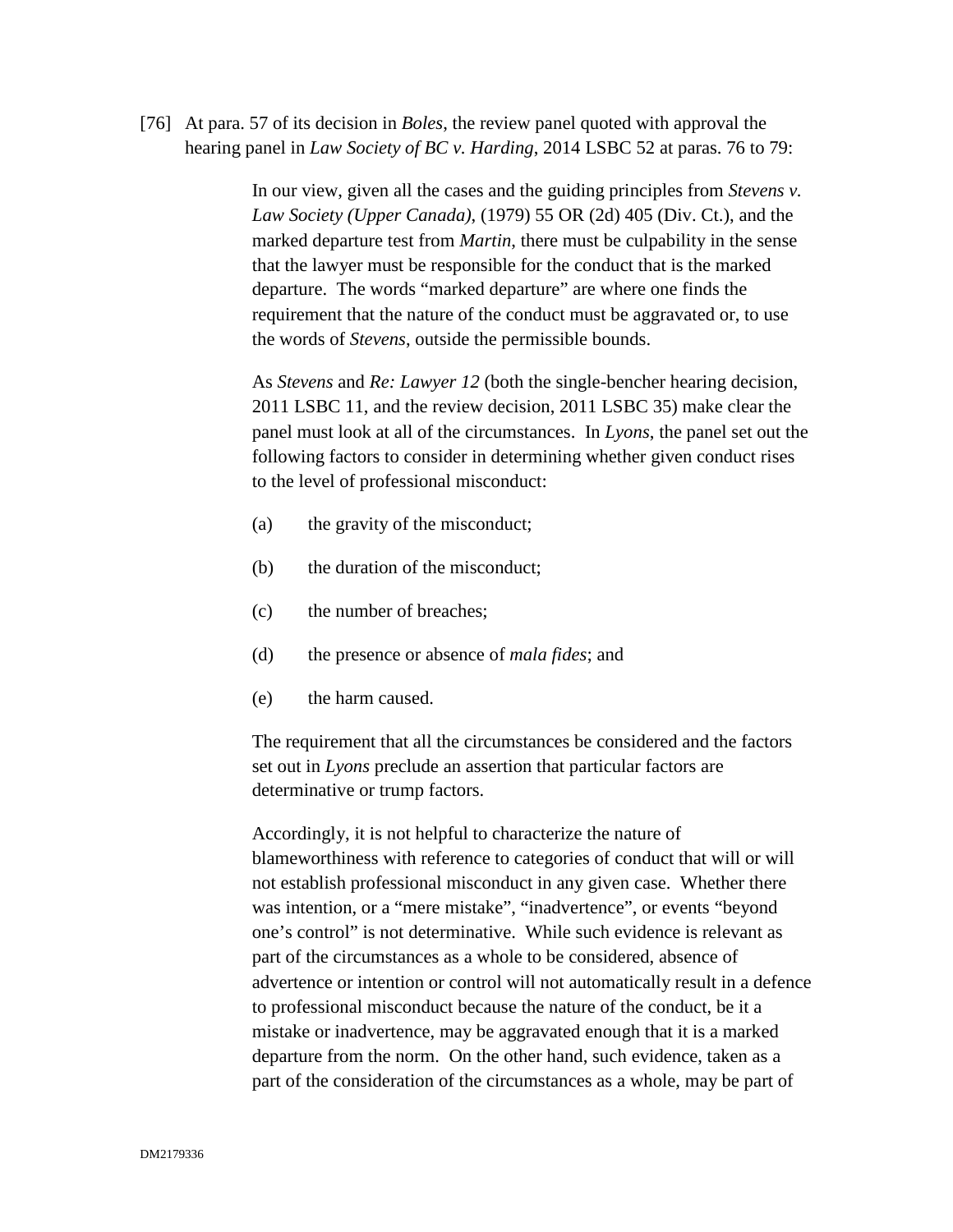[76] At para. 57 of its decision in *Boles*, the review panel quoted with approval the hearing panel in *Law Society of BC v. Harding*, 2014 LSBC 52 at paras. 76 to 79:

> In our view, given all the cases and the guiding principles from *Stevens v. Law Society (Upper Canada)*, (1979) 55 OR (2d) 405 (Div. Ct.), and the marked departure test from *Martin*, there must be culpability in the sense that the lawyer must be responsible for the conduct that is the marked departure. The words "marked departure" are where one finds the requirement that the nature of the conduct must be aggravated or, to use the words of *Stevens*, outside the permissible bounds.
>
> As *Stevens* and *Re: Lawyer 12* (both the single-bencher hearing decision, 2011 LSBC 11, and the review decision, 2011 LSBC 35) make clear the panel must look at all of the circumstances. In *Lyons*, the panel set out the following factors to consider in determining whether given conduct rises to the level of professional misconduct:
>
> (a) the gravity of the misconduct;
>
> (b) the duration of the misconduct;
>
> (c) the number of breaches;
>
> (d) the presence or absence of *mala fides*; and
>
> (e) the harm caused.
>
> The requirement that all the circumstances be considered and the factors set out in *Lyons* preclude an assertion that particular factors are determinative or trump factors.
>
> Accordingly, it is not helpful to characterize the nature of blameworthiness with reference to categories of conduct that will or will not establish professional misconduct in any given case. Whether there was intention, or a "mere mistake", "inadvertence", or events "beyond one's control" is not determinative. While such evidence is relevant as part of the circumstances as a whole to be considered, absence of advertence or intention or control will not automatically result in a defence to professional misconduct because the nature of the conduct, be it a mistake or inadvertence, may be aggravated enough that it is a marked departure from the norm. On the other hand, such evidence, taken as a part of the consideration of the circumstances as a whole, may be part of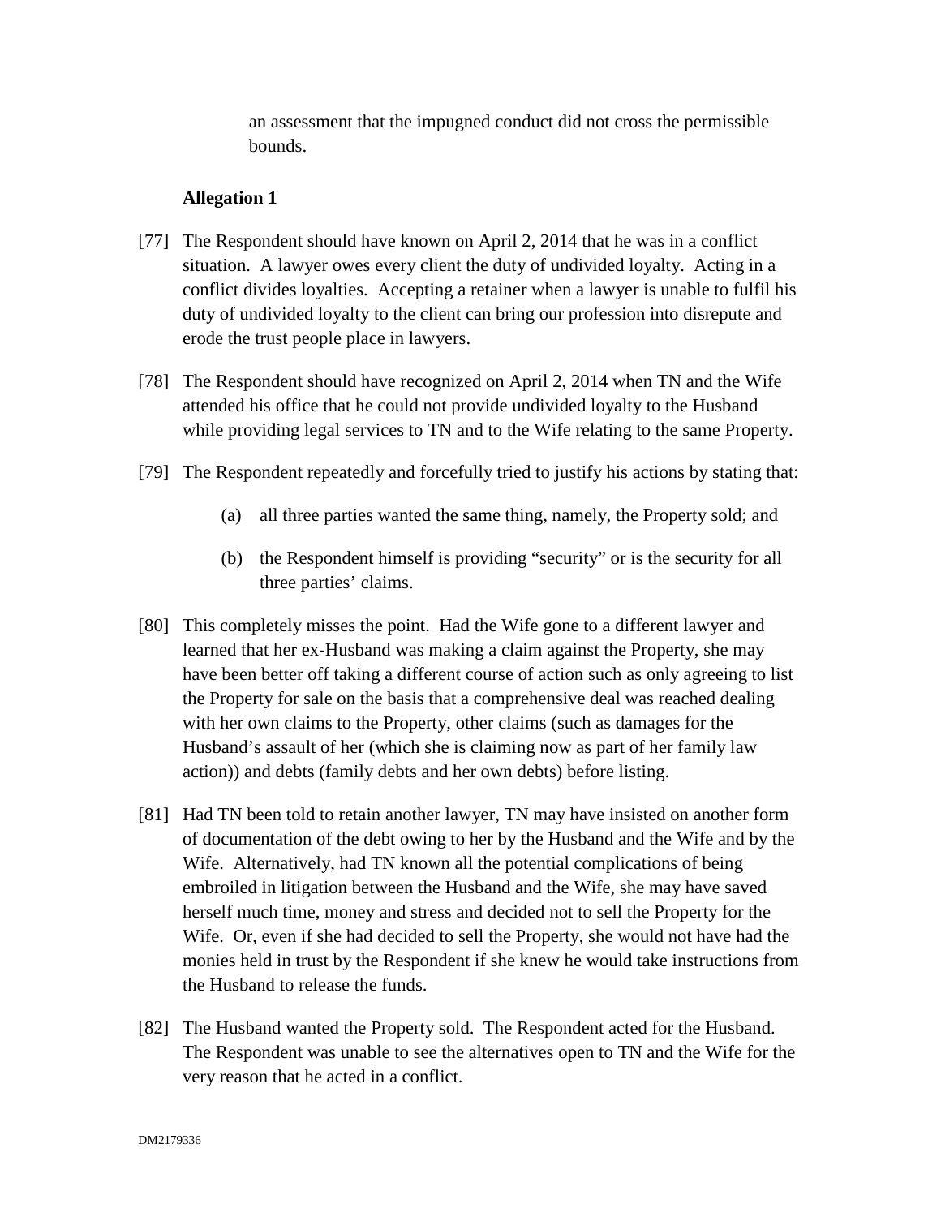an assessment that the impugned conduct did not cross the permissible bounds.

**Allegation 1**

[77] The Respondent should have known on April 2, 2014 that he was in a conflict situation. A lawyer owes every client the duty of undivided loyalty. Acting in a conflict divides loyalties. Accepting a retainer when a lawyer is unable to fulfil his duty of undivided loyalty to the client can bring our profession into disrepute and erode the trust people place in lawyers.

[78] The Respondent should have recognized on April 2, 2014 when TN and the Wife attended his office that he could not provide undivided loyalty to the Husband while providing legal services to TN and to the Wife relating to the same Property.

[79] The Respondent repeatedly and forcefully tried to justify his actions by stating that:

(a) all three parties wanted the same thing, namely, the Property sold; and

(b) the Respondent himself is providing "security" or is the security for all three parties' claims.

[80] This completely misses the point. Had the Wife gone to a different lawyer and learned that her ex-Husband was making a claim against the Property, she may have been better off taking a different course of action such as only agreeing to list the Property for sale on the basis that a comprehensive deal was reached dealing with her own claims to the Property, other claims (such as damages for the Husband's assault of her (which she is claiming now as part of her family law action)) and debts (family debts and her own debts) before listing.

[81] Had TN been told to retain another lawyer, TN may have insisted on another form of documentation of the debt owing to her by the Husband and the Wife and by the Wife. Alternatively, had TN known all the potential complications of being embroiled in litigation between the Husband and the Wife, she may have saved herself much time, money and stress and decided not to sell the Property for the Wife. Or, even if she had decided to sell the Property, she would not have had the monies held in trust by the Respondent if she knew he would take instructions from the Husband to release the funds.

[82] The Husband wanted the Property sold. The Respondent acted for the Husband. The Respondent was unable to see the alternatives open to TN and the Wife for the very reason that he acted in a conflict.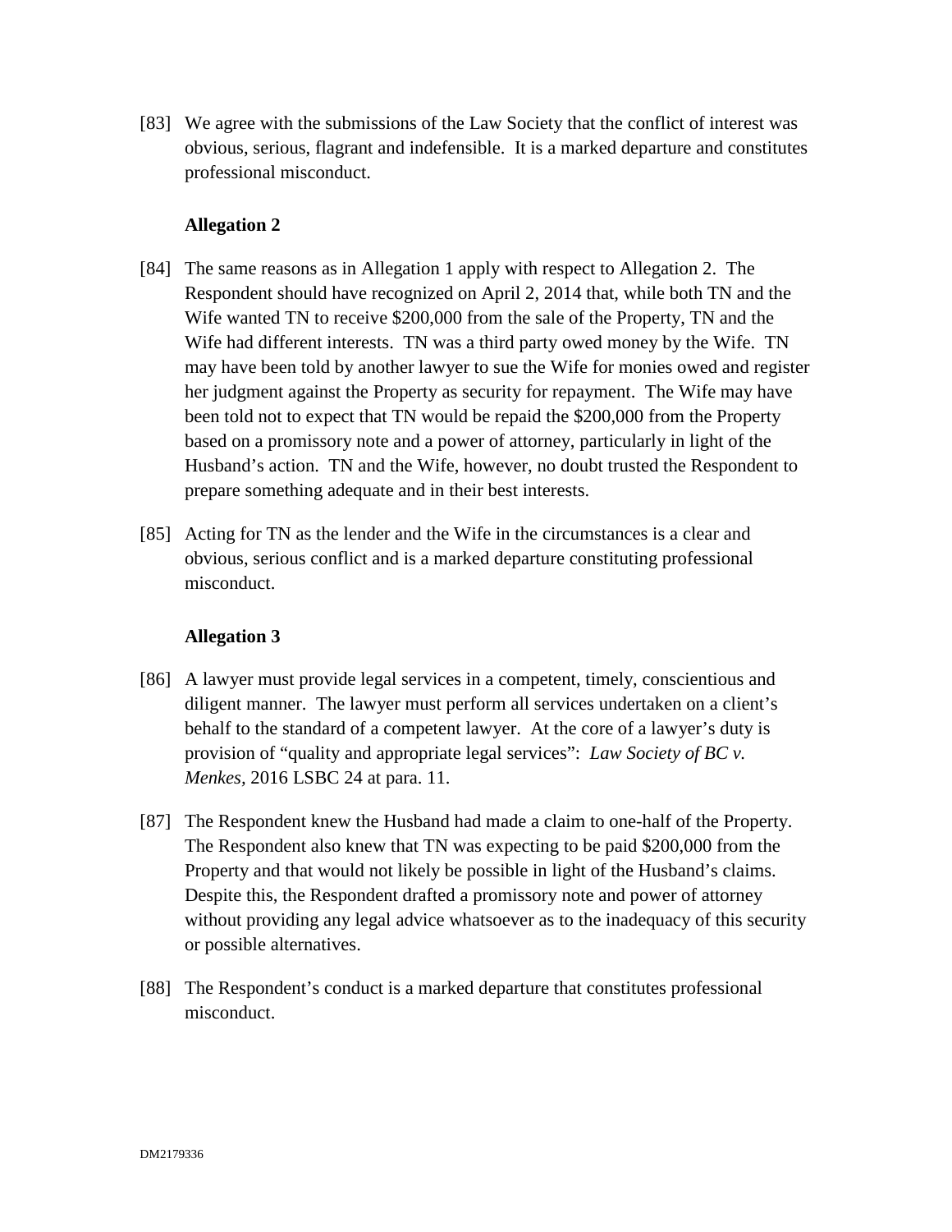[83] We agree with the submissions of the Law Society that the conflict of interest was obvious, serious, flagrant and indefensible. It is a marked departure and constitutes professional misconduct.

**Allegation 2**

[84] The same reasons as in Allegation 1 apply with respect to Allegation 2. The Respondent should have recognized on April 2, 2014 that, while both TN and the Wife wanted TN to receive $200,000 from the sale of the Property, TN and the Wife had different interests. TN was a third party owed money by the Wife. TN may have been told by another lawyer to sue the Wife for monies owed and register her judgment against the Property as security for repayment. The Wife may have been told not to expect that TN would be repaid the $200,000 from the Property based on a promissory note and a power of attorney, particularly in light of the Husband's action. TN and the Wife, however, no doubt trusted the Respondent to prepare something adequate and in their best interests.

[85] Acting for TN as the lender and the Wife in the circumstances is a clear and obvious, serious conflict and is a marked departure constituting professional misconduct.

**Allegation 3**

[86] A lawyer must provide legal services in a competent, timely, conscientious and diligent manner. The lawyer must perform all services undertaken on a client's behalf to the standard of a competent lawyer. At the core of a lawyer's duty is provision of "quality and appropriate legal services": *Law Society of BC v. Menkes*, 2016 LSBC 24 at para. 11.

[87] The Respondent knew the Husband had made a claim to one-half of the Property. The Respondent also knew that TN was expecting to be paid $200,000 from the Property and that would not likely be possible in light of the Husband's claims. Despite this, the Respondent drafted a promissory note and power of attorney without providing any legal advice whatsoever as to the inadequacy of this security or possible alternatives.

[88] The Respondent's conduct is a marked departure that constitutes professional misconduct.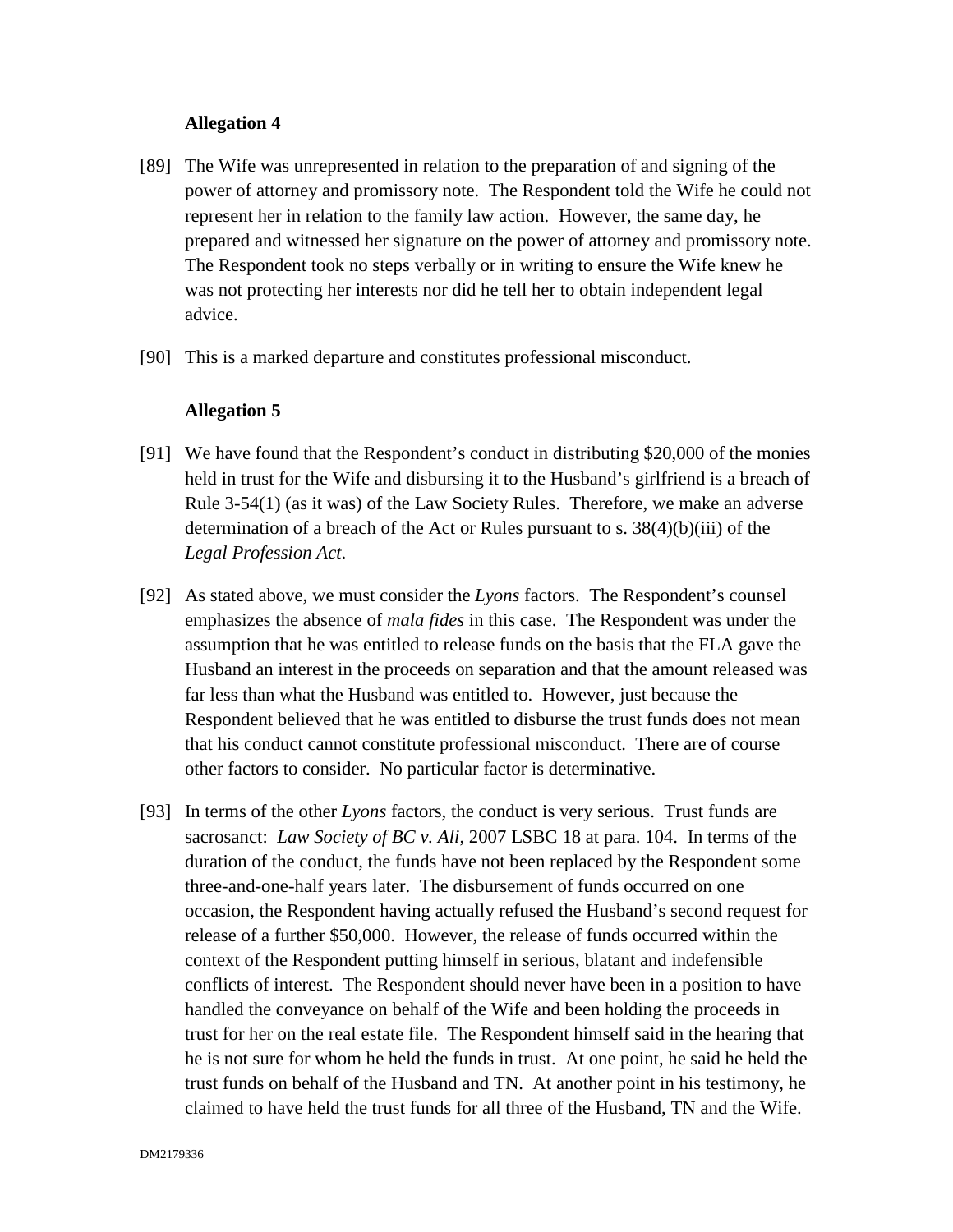**Allegation 4**

[89] The Wife was unrepresented in relation to the preparation of and signing of the power of attorney and promissory note. The Respondent told the Wife he could not represent her in relation to the family law action. However, the same day, he prepared and witnessed her signature on the power of attorney and promissory note. The Respondent took no steps verbally or in writing to ensure the Wife knew he was not protecting her interests nor did he tell her to obtain independent legal advice.

[90] This is a marked departure and constitutes professional misconduct.

**Allegation 5**

[91] We have found that the Respondent's conduct in distributing $20,000 of the monies held in trust for the Wife and disbursing it to the Husband's girlfriend is a breach of Rule 3-54(1) (as it was) of the Law Society Rules. Therefore, we make an adverse determination of a breach of the Act or Rules pursuant to s. 38(4)(b)(iii) of the *Legal Profession Act*.

[92] As stated above, we must consider the *Lyons* factors. The Respondent's counsel emphasizes the absence of *mala fides* in this case. The Respondent was under the assumption that he was entitled to release funds on the basis that the FLA gave the Husband an interest in the proceeds on separation and that the amount released was far less than what the Husband was entitled to. However, just because the Respondent believed that he was entitled to disburse the trust funds does not mean that his conduct cannot constitute professional misconduct. There are of course other factors to consider. No particular factor is determinative.

[93] In terms of the other *Lyons* factors, the conduct is very serious. Trust funds are sacrosanct: *Law Society of BC v. Ali*, 2007 LSBC 18 at para. 104. In terms of the duration of the conduct, the funds have not been replaced by the Respondent some three-and-one-half years later. The disbursement of funds occurred on one occasion, the Respondent having actually refused the Husband's second request for release of a further $50,000. However, the release of funds occurred within the context of the Respondent putting himself in serious, blatant and indefensible conflicts of interest. The Respondent should never have been in a position to have handled the conveyance on behalf of the Wife and been holding the proceeds in trust for her on the real estate file. The Respondent himself said in the hearing that he is not sure for whom he held the funds in trust. At one point, he said he held the trust funds on behalf of the Husband and TN. At another point in his testimony, he claimed to have held the trust funds for all three of the Husband, TN and the Wife.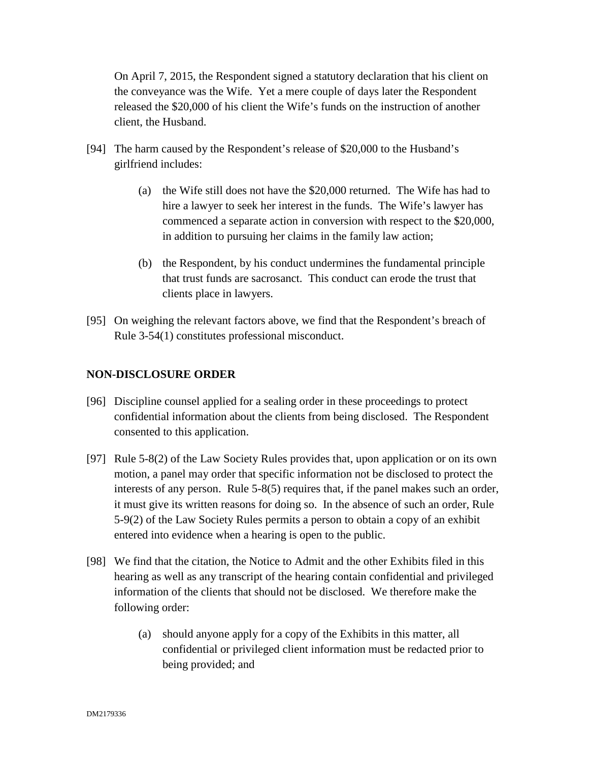On April 7, 2015, the Respondent signed a statutory declaration that his client on the conveyance was the Wife. Yet a mere couple of days later the Respondent released the $20,000 of his client the Wife's funds on the instruction of another client, the Husband.

[94] The harm caused by the Respondent's release of $20,000 to the Husband's girlfriend includes:

(a) the Wife still does not have the $20,000 returned. The Wife has had to hire a lawyer to seek her interest in the funds. The Wife's lawyer has commenced a separate action in conversion with respect to the $20,000, in addition to pursuing her claims in the family law action;

(b) the Respondent, by his conduct undermines the fundamental principle that trust funds are sacrosanct. This conduct can erode the trust that clients place in lawyers.

[95] On weighing the relevant factors above, we find that the Respondent's breach of Rule 3-54(1) constitutes professional misconduct.

## NON-DISCLOSURE ORDER

[96] Discipline counsel applied for a sealing order in these proceedings to protect confidential information about the clients from being disclosed. The Respondent consented to this application.

[97] Rule 5-8(2) of the Law Society Rules provides that, upon application or on its own motion, a panel may order that specific information not be disclosed to protect the interests of any person. Rule 5-8(5) requires that, if the panel makes such an order, it must give its written reasons for doing so. In the absence of such an order, Rule 5-9(2) of the Law Society Rules permits a person to obtain a copy of an exhibit entered into evidence when a hearing is open to the public.

[98] We find that the citation, the Notice to Admit and the other Exhibits filed in this hearing as well as any transcript of the hearing contain confidential and privileged information of the clients that should not be disclosed. We therefore make the following order:

(a) should anyone apply for a copy of the Exhibits in this matter, all confidential or privileged client information must be redacted prior to being provided; and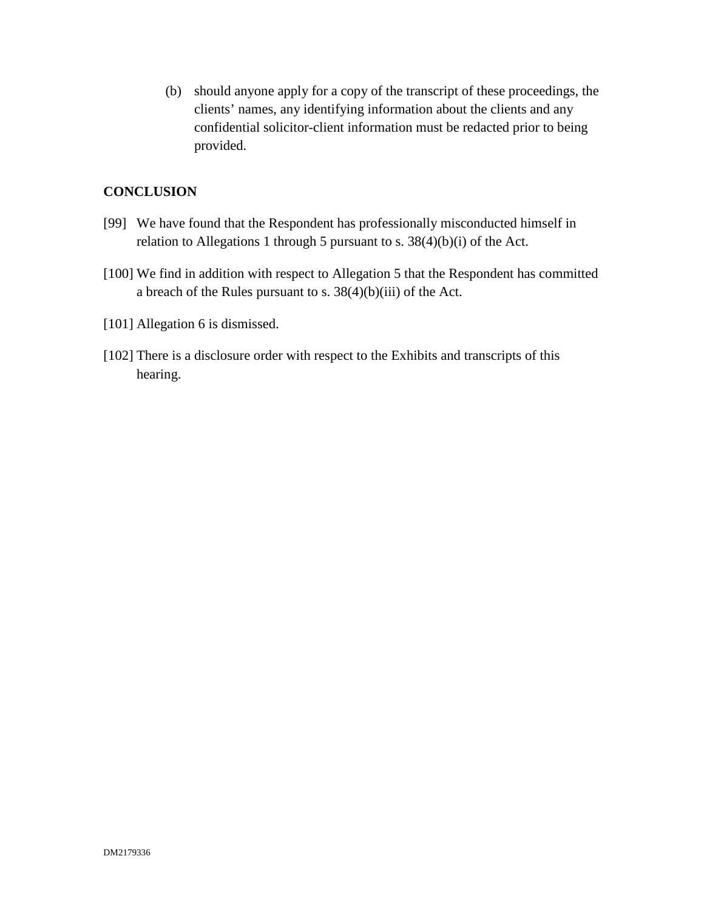(b) should anyone apply for a copy of the transcript of these proceedings, the clients' names, any identifying information about the clients and any confidential solicitor-client information must be redacted prior to being provided.

**CONCLUSION**

[99] We have found that the Respondent has professionally misconducted himself in relation to Allegations 1 through 5 pursuant to s. 38(4)(b)(i) of the Act.

[100] We find in addition with respect to Allegation 5 that the Respondent has committed a breach of the Rules pursuant to s. 38(4)(b)(iii) of the Act.

[101] Allegation 6 is dismissed.

[102] There is a disclosure order with respect to the Exhibits and transcripts of this hearing.